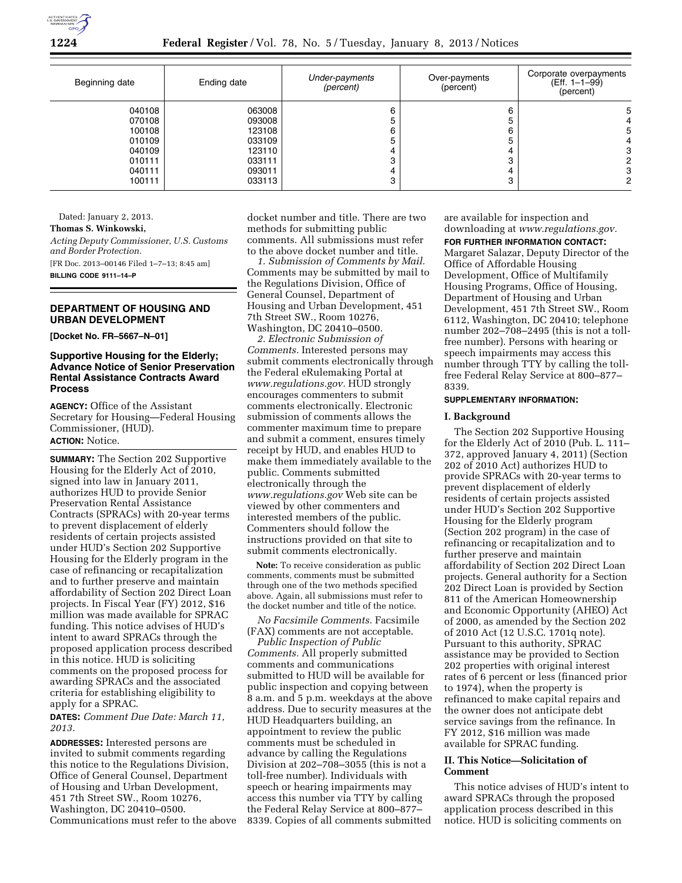| Beginning date | Ending date | *Under-payments (percent)* | Over-payments (percent) | Corporate overpayments (Eff. 1–1–99) (percent) |
|---|---|---|---|---|
| 040108 | 063008 | 6 | 6 | 5 |
| 070108 | 093008 | 5 | 5 | 4 |
| 100108 | 123108 | 6 | 6 | 5 |
| 010109 | 033109 | 5 | 5 | 4 |
| 040109 | 123110 | 4 | 4 | 3 |
| 010111 | 033111 | 3 | 3 | 2 |
| 040111 | 093011 | 4 | 4 | 3 |
| 100111 | 033113 | 3 | 3 | 2 |

Dated: January 2, 2013.

**Thomas S. Winkowski,**

*Acting Deputy Commissioner, U.S. Customs and Border Protection.*

[FR Doc. 2013–00146 Filed 1–7–13; 8:45 am]

**BILLING CODE 9111–14–P**

## DEPARTMENT OF HOUSING AND URBAN DEVELOPMENT

**[Docket No. FR–5667–N–01]**

### Supportive Housing for the Elderly; Advance Notice of Senior Preservation Rental Assistance Contracts Award Process

**AGENCY:** Office of the Assistant Secretary for Housing—Federal Housing Commissioner, (HUD).

**ACTION:** Notice.

**SUMMARY:** The Section 202 Supportive Housing for the Elderly Act of 2010, signed into law in January 2011, authorizes HUD to provide Senior Preservation Rental Assistance Contracts (SPRACs) with 20-year terms to prevent displacement of elderly residents of certain projects assisted under HUD's Section 202 Supportive Housing for the Elderly program in the case of refinancing or recapitalization and to further preserve and maintain affordability of Section 202 Direct Loan projects. In Fiscal Year (FY) 2012, $16 million was made available for SPRAC funding. This notice advises of HUD's intent to award SPRACs through the proposed application process described in this notice. HUD is soliciting comments on the proposed process for awarding SPRACs and the associated criteria for establishing eligibility to apply for a SPRAC.

**DATES:** *Comment Due Date: March 11, 2013.*

**ADDRESSES:** Interested persons are invited to submit comments regarding this notice to the Regulations Division, Office of General Counsel, Department of Housing and Urban Development, 451 7th Street SW., Room 10276, Washington, DC 20410–0500. Communications must refer to the above docket number and title. There are two methods for submitting public comments. All submissions must refer to the above docket number and title.

*1. Submission of Comments by Mail.* Comments may be submitted by mail to the Regulations Division, Office of General Counsel, Department of Housing and Urban Development, 451 7th Street SW., Room 10276, Washington, DC 20410–0500.

*2. Electronic Submission of Comments.* Interested persons may submit comments electronically through the Federal eRulemaking Portal at *www.regulations.gov.* HUD strongly encourages commenters to submit comments electronically. Electronic submission of comments allows the commenter maximum time to prepare and submit a comment, ensures timely receipt by HUD, and enables HUD to make them immediately available to the public. Comments submitted electronically through the *www.regulations.gov* Web site can be viewed by other commenters and interested members of the public. Commenters should follow the instructions provided on that site to submit comments electronically.

**Note:** To receive consideration as public comments, comments must be submitted through one of the two methods specified above. Again, all submissions must refer to the docket number and title of the notice.

*No Facsimile Comments.* Facsimile (FAX) comments are not acceptable.

*Public Inspection of Public Comments.* All properly submitted comments and communications submitted to HUD will be available for public inspection and copying between 8 a.m. and 5 p.m. weekdays at the above address. Due to security measures at the HUD Headquarters building, an appointment to review the public comments must be scheduled in advance by calling the Regulations Division at 202–708–3055 (this is not a toll-free number). Individuals with speech or hearing impairments may access this number via TTY by calling the Federal Relay Service at 800–877–8339. Copies of all comments submitted are available for inspection and downloading at *www.regulations.gov.*

**FOR FURTHER INFORMATION CONTACT:** Margaret Salazar, Deputy Director of the Office of Affordable Housing Development, Office of Multifamily Housing Programs, Office of Housing, Department of Housing and Urban Development, 451 7th Street SW., Room 6112, Washington, DC 20410; telephone number 202–708–2495 (this is not a toll-free number). Persons with hearing or speech impairments may access this number through TTY by calling the toll-free Federal Relay Service at 800–877–8339.

**SUPPLEMENTARY INFORMATION:**

#### I. Background

The Section 202 Supportive Housing for the Elderly Act of 2010 (Pub. L. 111–372, approved January 4, 2011) (Section 202 of 2010 Act) authorizes HUD to provide SPRACs with 20-year terms to prevent displacement of elderly residents of certain projects assisted under HUD's Section 202 Supportive Housing for the Elderly program (Section 202 program) in the case of refinancing or recapitalization and to further preserve and maintain affordability of Section 202 Direct Loan projects. General authority for a Section 202 Direct Loan is provided by Section 811 of the American Homeownership and Economic Opportunity (AHEO) Act of 2000, as amended by the Section 202 of 2010 Act (12 U.S.C. 1701q note). Pursuant to this authority, SPRAC assistance may be provided to Section 202 properties with original interest rates of 6 percent or less (financed prior to 1974), when the property is refinanced to make capital repairs and the owner does not anticipate debt service savings from the refinance. In FY 2012, $16 million was made available for SPRAC funding.

#### II. This Notice—Solicitation of Comment

This notice advises of HUD's intent to award SPRACs through the proposed application process described in this notice. HUD is soliciting comments on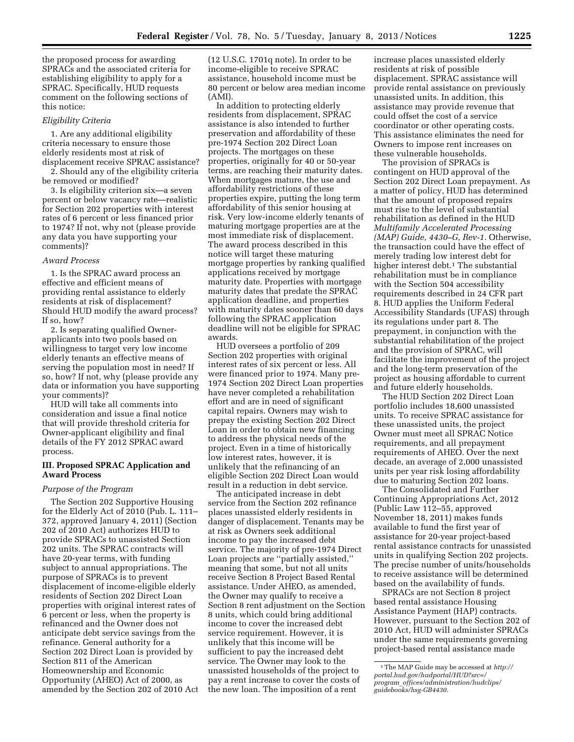the proposed process for awarding SPRACs and the associated criteria for establishing eligibility to apply for a SPRAC. Specifically, HUD requests comment on the following sections of this notice:

*Eligibility Criteria*

1. Are any additional eligibility criteria necessary to ensure those elderly residents most at risk of displacement receive SPRAC assistance?

2. Should any of the eligibility criteria be removed or modified?

3. Is eligibility criterion six—a seven percent or below vacancy rate—realistic for Section 202 properties with interest rates of 6 percent or less financed prior to 1974? If not, why not (please provide any data you have supporting your comments)?

*Award Process*

1. Is the SPRAC award process an effective and efficient means of providing rental assistance to elderly residents at risk of displacement? Should HUD modify the award process? If so, how?

2. Is separating qualified Owner-applicants into two pools based on willingness to target very low income elderly tenants an effective means of serving the population most in need? If so, how? If not, why (please provide any data or information you have supporting your comments)?

HUD will take all comments into consideration and issue a final notice that will provide threshold criteria for Owner-applicant eligibility and final details of the FY 2012 SPRAC award process.

## III. Proposed SPRAC Application and Award Process

*Purpose of the Program*

The Section 202 Supportive Housing for the Elderly Act of 2010 (Pub. L. 111–372, approved January 4, 2011) (Section 202 of 2010 Act) authorizes HUD to provide SPRACs to unassisted Section 202 units. The SPRAC contracts will have 20-year terms, with funding subject to annual appropriations. The purpose of SPRACs is to prevent displacement of income-eligible elderly residents of Section 202 Direct Loan properties with original interest rates of 6 percent or less, when the property is refinanced and the Owner does not anticipate debt service savings from the refinance. General authority for a Section 202 Direct Loan is provided by Section 811 of the American Homeownership and Economic Opportunity (AHEO) Act of 2000, as amended by the Section 202 of 2010 Act (12 U.S.C. 1701q note). In order to be income-eligible to receive SPRAC assistance, household income must be 80 percent or below area median income (AMI).

In addition to protecting elderly residents from displacement, SPRAC assistance is also intended to further preservation and affordability of these pre-1974 Section 202 Direct Loan projects. The mortgages on these properties, originally for 40 or 50-year terms, are reaching their maturity dates. When mortgages mature, the use and affordability restrictions of these properties expire, putting the long term affordability of this senior housing at risk. Very low-income elderly tenants of maturing mortgage properties are at the most immediate risk of displacement. The award process described in this notice will target these maturing mortgage properties by ranking qualified applications received by mortgage maturity date. Properties with mortgage maturity dates that predate the SPRAC application deadline, and properties with maturity dates sooner than 60 days following the SPRAC application deadline will not be eligible for SPRAC awards.

HUD oversees a portfolio of 209 Section 202 properties with original interest rates of six percent or less. All were financed prior to 1974. Many pre-1974 Section 202 Direct Loan properties have never completed a rehabilitation effort and are in need of significant capital repairs. Owners may wish to prepay the existing Section 202 Direct Loan in order to obtain new financing to address the physical needs of the project. Even in a time of historically low interest rates, however, it is unlikely that the refinancing of an eligible Section 202 Direct Loan would result in a reduction in debt service.

The anticipated increase in debt service from the Section 202 refinance places unassisted elderly residents in danger of displacement. Tenants may be at risk as Owners seek additional income to pay the increased debt service. The majority of pre-1974 Direct Loan projects are "partially assisted," meaning that some, but not all units receive Section 8 Project Based Rental assistance. Under AHEO, as amended, the Owner may qualify to receive a Section 8 rent adjustment on the Section 8 units, which could bring additional income to cover the increased debt service requirement. However, it is unlikely that this income will be sufficient to pay the increased debt service. The Owner may look to the unassisted households of the project to pay a rent increase to cover the costs of the new loan. The imposition of a rent increase places unassisted elderly residents at risk of possible displacement. SPRAC assistance will provide rental assistance on previously unassisted units. In addition, this assistance may provide revenue that could offset the cost of a service coordinator or other operating costs. This assistance eliminates the need for Owners to impose rent increases on these vulnerable households.

The provision of SPRACs is contingent on HUD approval of the Section 202 Direct Loan prepayment. As a matter of policy, HUD has determined that the amount of proposed repairs must rise to the level of substantial rehabilitation as defined in the HUD *Multifamily Accelerated Processing (MAP) Guide, 4430–G, Rev-1.* Otherwise, the transaction could have the effect of merely trading low interest debt for higher interest debt.[1] The substantial rehabilitation must be in compliance with the Section 504 accessibility requirements described in 24 CFR part 8. HUD applies the Uniform Federal Accessibility Standards (UFAS) through its regulations under part 8. The prepayment, in conjunction with the substantial rehabilitation of the project and the provision of SPRAC, will facilitate the improvement of the project and the long-term preservation of the project as housing affordable to current and future elderly households.

The HUD Section 202 Direct Loan portfolio includes 18,600 unassisted units. To receive SPRAC assistance for these unassisted units, the project Owner must meet all SPRAC Notice requirements, and all prepayment requirements of AHEO. Over the next decade, an average of 2,000 unassisted units per year risk losing affordability due to maturing Section 202 loans.

The Consolidated and Further Continuing Appropriations Act, 2012 (Public Law 112–55, approved November 18, 2011) makes funds available to fund the first year of assistance for 20-year project-based rental assistance contracts for unassisted units in qualifying Section 202 projects. The precise number of units/households to receive assistance will be determined based on the availability of funds.

SPRACs are not Section 8 project based rental assistance Housing Assistance Payment (HAP) contracts. However, pursuant to the Section 202 of 2010 Act, HUD will administer SPRACs under the same requirements governing project-based rental assistance made

[1] The MAP Guide may be accessed at *http://portal.hud.gov/hudportal/HUD?src=/program_offices/administration/hudclips/guidebooks/hsg-GB4430.*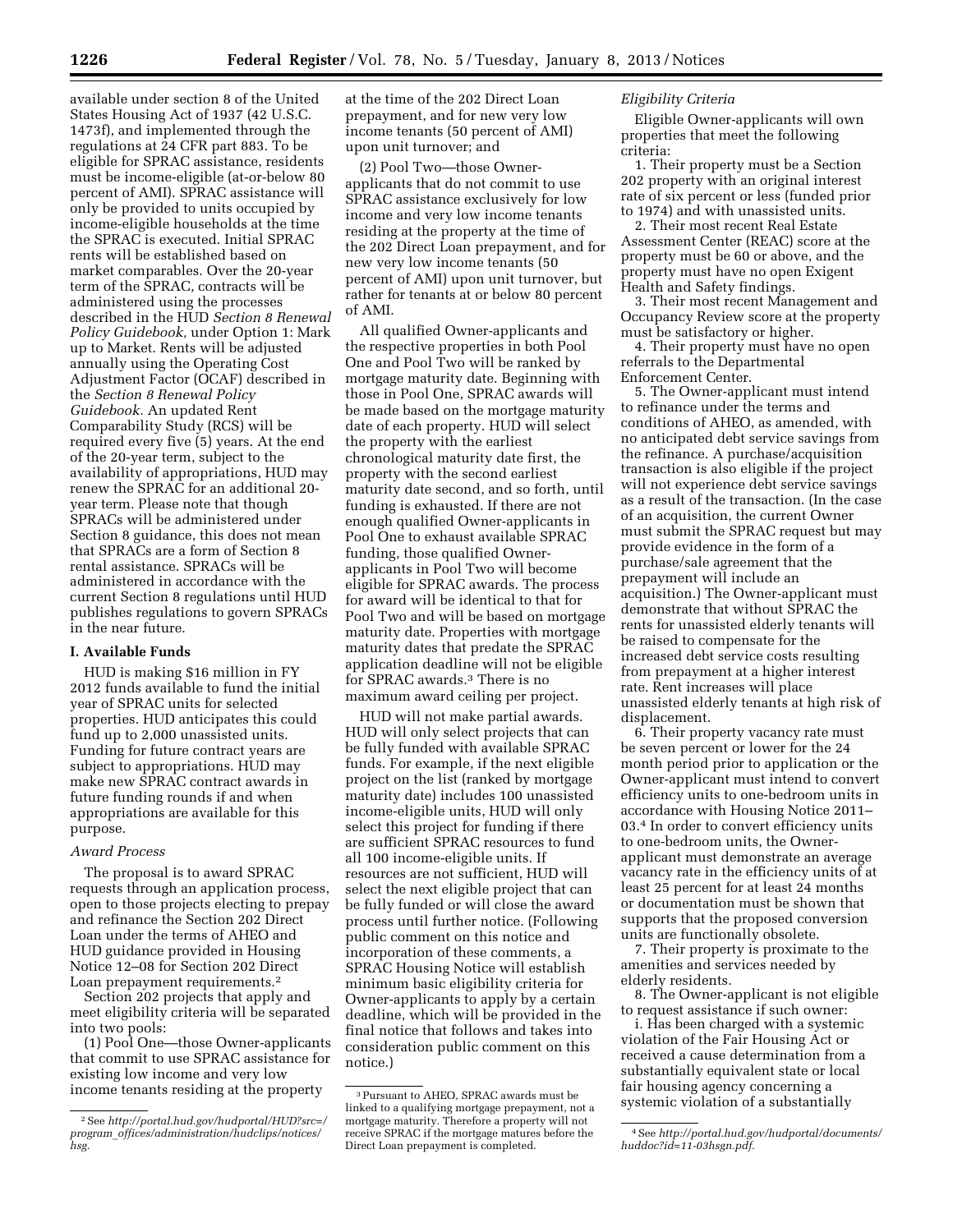available under section 8 of the United States Housing Act of 1937 (42 U.S.C. 1473f), and implemented through the regulations at 24 CFR part 883. To be eligible for SPRAC assistance, residents must be income-eligible (at-or-below 80 percent of AMI). SPRAC assistance will only be provided to units occupied by income-eligible households at the time the SPRAC is executed. Initial SPRAC rents will be established based on market comparables. Over the 20-year term of the SPRAC, contracts will be administered using the processes described in the HUD *Section 8 Renewal Policy Guidebook,* under Option 1: Mark up to Market. Rents will be adjusted annually using the Operating Cost Adjustment Factor (OCAF) described in the *Section 8 Renewal Policy Guidebook.* An updated Rent Comparability Study (RCS) will be required every five (5) years. At the end of the 20-year term, subject to the availability of appropriations, HUD may renew the SPRAC for an additional 20-year term. Please note that though SPRACs will be administered under Section 8 guidance, this does not mean that SPRACs are a form of Section 8 rental assistance. SPRACs will be administered in accordance with the current Section 8 regulations until HUD publishes regulations to govern SPRACs in the near future.

## I. Available Funds

HUD is making $16 million in FY 2012 funds available to fund the initial year of SPRAC units for selected properties. HUD anticipates this could fund up to 2,000 unassisted units. Funding for future contract years are subject to appropriations. HUD may make new SPRAC contract awards in future funding rounds if and when appropriations are available for this purpose.

### *Award Process*

The proposal is to award SPRAC requests through an application process, open to those projects electing to prepay and refinance the Section 202 Direct Loan under the terms of AHEO and HUD guidance provided in Housing Notice 12–08 for Section 202 Direct Loan prepayment requirements.[2]

Section 202 projects that apply and meet eligibility criteria will be separated into two pools:

(1) Pool One—those Owner-applicants that commit to use SPRAC assistance for existing low income and very low income tenants residing at the property at the time of the 202 Direct Loan prepayment, and for new very low income tenants (50 percent of AMI) upon unit turnover; and

(2) Pool Two—those Owner-applicants that do not commit to use SPRAC assistance exclusively for low income and very low income tenants residing at the property at the time of the 202 Direct Loan prepayment, and for new very low income tenants (50 percent of AMI) upon unit turnover, but rather for tenants at or below 80 percent of AMI.

All qualified Owner-applicants and the respective properties in both Pool One and Pool Two will be ranked by mortgage maturity date. Beginning with those in Pool One, SPRAC awards will be made based on the mortgage maturity date of each property. HUD will select the property with the earliest chronological maturity date first, the property with the second earliest maturity date second, and so forth, until funding is exhausted. If there are not enough qualified Owner-applicants in Pool One to exhaust available SPRAC funding, those qualified Owner-applicants in Pool Two will become eligible for SPRAC awards. The process for award will be identical to that for Pool Two and will be based on mortgage maturity date. Properties with mortgage maturity dates that predate the SPRAC application deadline will not be eligible for SPRAC awards.[3] There is no maximum award ceiling per project.

HUD will not make partial awards. HUD will only select projects that can be fully funded with available SPRAC funds. For example, if the next eligible project on the list (ranked by mortgage maturity date) includes 100 unassisted income-eligible units, HUD will only select this project for funding if there are sufficient SPRAC resources to fund all 100 income-eligible units. If resources are not sufficient, HUD will select the next eligible project that can be fully funded or will close the award process until further notice. (Following public comment on this notice and incorporation of these comments, a SPRAC Housing Notice will establish minimum basic eligibility criteria for Owner-applicants to apply by a certain deadline, which will be provided in the final notice that follows and takes into consideration public comment on this notice.)

### *Eligibility Criteria*

Eligible Owner-applicants will own properties that meet the following criteria:

1. Their property must be a Section 202 property with an original interest rate of six percent or less (funded prior to 1974) and with unassisted units.
2. Their most recent Real Estate Assessment Center (REAC) score at the property must be 60 or above, and the property must have no open Exigent Health and Safety findings.
3. Their most recent Management and Occupancy Review score at the property must be satisfactory or higher.
4. Their property must have no open referrals to the Departmental Enforcement Center.
5. The Owner-applicant must intend to refinance under the terms and conditions of AHEO, as amended, with no anticipated debt service savings from the refinance. A purchase/acquisition transaction is also eligible if the project will not experience debt service savings as a result of the transaction. (In the case of an acquisition, the current Owner must submit the SPRAC request but may provide evidence in the form of a purchase/sale agreement that the prepayment will include an acquisition.) The Owner-applicant must demonstrate that without SPRAC the rents for unassisted elderly tenants will be raised to compensate for the increased debt service costs resulting from prepayment at a higher interest rate. Rent increases will place unassisted elderly tenants at high risk of displacement.
6. Their property vacancy rate must be seven percent or lower for the 24 month period prior to application or the Owner-applicant must intend to convert efficiency units to one-bedroom units in accordance with Housing Notice 2011–03.[4] In order to convert efficiency units to one-bedroom units, the Owner-applicant must demonstrate an average vacancy rate in the efficiency units of at least 25 percent for at least 24 months or documentation must be shown that supports that the proposed conversion units are functionally obsolete.
7. Their property is proximate to the amenities and services needed by elderly residents.
8. The Owner-applicant is not eligible to request assistance if such owner:

i. Has been charged with a systemic violation of the Fair Housing Act or received a cause determination from a substantially equivalent state or local fair housing agency concerning a systemic violation of a substantially

---

[2] See *http://portal.hud.gov/hudportal/HUD?src=/program_offices/administration/hudclips/notices/hsg.*

[3] Pursuant to AHEO, SPRAC awards must be linked to a qualifying mortgage prepayment, not a mortgage maturity. Therefore a property will not receive SPRAC if the mortgage matures before the Direct Loan prepayment is completed.

[4] See *http://portal.hud.gov/hudportal/documents/huddoc?id=11-03hsgn.pdf.*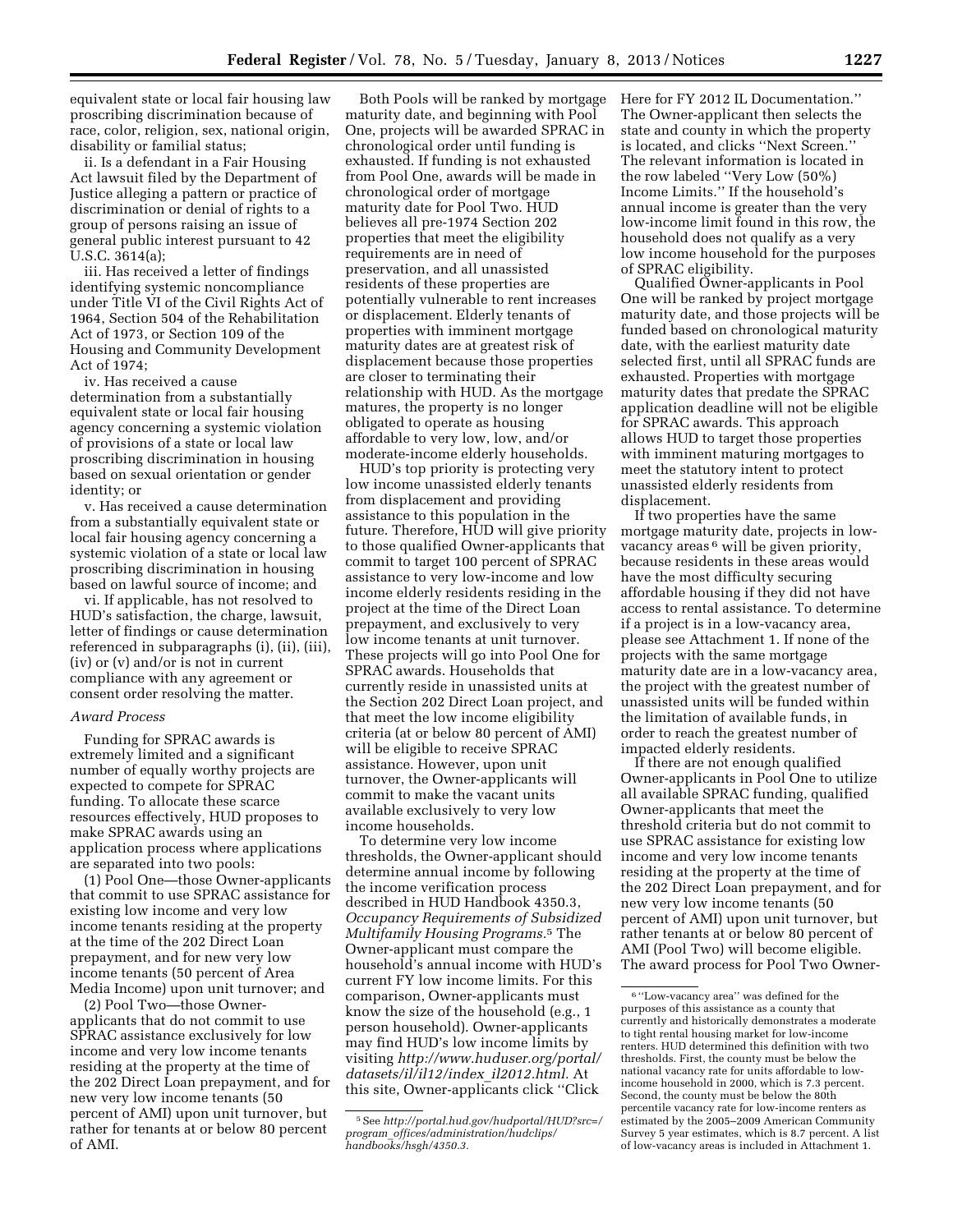equivalent state or local fair housing law proscribing discrimination because of race, color, religion, sex, national origin, disability or familial status;

ii. Is a defendant in a Fair Housing Act lawsuit filed by the Department of Justice alleging a pattern or practice of discrimination or denial of rights to a group of persons raising an issue of general public interest pursuant to 42 U.S.C. 3614(a);

iii. Has received a letter of findings identifying systemic noncompliance under Title VI of the Civil Rights Act of 1964, Section 504 of the Rehabilitation Act of 1973, or Section 109 of the Housing and Community Development Act of 1974;

iv. Has received a cause determination from a substantially equivalent state or local fair housing agency concerning a systemic violation of provisions of a state or local law proscribing discrimination in housing based on sexual orientation or gender identity; or

v. Has received a cause determination from a substantially equivalent state or local fair housing agency concerning a systemic violation of a state or local law proscribing discrimination in housing based on lawful source of income; and

vi. If applicable, has not resolved to HUD's satisfaction, the charge, lawsuit, letter of findings or cause determination referenced in subparagraphs (i), (ii), (iii), (iv) or (v) and/or is not in current compliance with any agreement or consent order resolving the matter.

*Award Process*

Funding for SPRAC awards is extremely limited and a significant number of equally worthy projects are expected to compete for SPRAC funding. To allocate these scarce resources effectively, HUD proposes to make SPRAC awards using an application process where applications are separated into two pools:

(1) Pool One—those Owner-applicants that commit to use SPRAC assistance for existing low income and very low income tenants residing at the property at the time of the 202 Direct Loan prepayment, and for new very low income tenants (50 percent of Area Media Income) upon unit turnover; and

(2) Pool Two—those Owner-applicants that do not commit to use SPRAC assistance exclusively for low income and very low income tenants residing at the property at the time of the 202 Direct Loan prepayment, and for new very low income tenants (50 percent of AMI) upon unit turnover, but rather for tenants at or below 80 percent of AMI.

Both Pools will be ranked by mortgage maturity date, and beginning with Pool One, projects will be awarded SPRAC in chronological order until funding is exhausted. If funding is not exhausted from Pool One, awards will be made in chronological order of mortgage maturity date for Pool Two. HUD believes all pre-1974 Section 202 properties that meet the eligibility requirements are in need of preservation, and all unassisted residents of these properties are potentially vulnerable to rent increases or displacement. Elderly tenants of properties with imminent mortgage maturity dates are at greatest risk of displacement because those properties are closer to terminating their relationship with HUD. As the mortgage matures, the property is no longer obligated to operate as housing affordable to very low, low, and/or moderate-income elderly households.

HUD's top priority is protecting very low income unassisted elderly tenants from displacement and providing assistance to this population in the future. Therefore, HUD will give priority to those qualified Owner-applicants that commit to target 100 percent of SPRAC assistance to very low-income and low income elderly residents residing in the project at the time of the Direct Loan prepayment, and exclusively to very low income tenants at unit turnover. These projects will go into Pool One for SPRAC awards. Households that currently reside in unassisted units at the Section 202 Direct Loan project, and that meet the low income eligibility criteria (at or below 80 percent of AMI) will be eligible to receive SPRAC assistance. However, upon unit turnover, the Owner-applicants will commit to make the vacant units available exclusively to very low income households.

To determine very low income thresholds, the Owner-applicant should determine annual income by following the income verification process described in HUD Handbook 4350.3, *Occupancy Requirements of Subsidized Multifamily Housing Programs*.[5] The Owner-applicant must compare the household's annual income with HUD's current FY low income limits. For this comparison, Owner-applicants must know the size of the household (e.g., 1 person household). Owner-applicants may find HUD's low income limits by visiting *http://www.huduser.org/portal/datasets/il/il12/index_il2012.html*. At this site, Owner-applicants click "Click Here for FY 2012 IL Documentation." The Owner-applicant then selects the state and county in which the property is located, and clicks "Next Screen." The relevant information is located in the row labeled "Very Low (50%) Income Limits." If the household's annual income is greater than the very low-income limit found in this row, the household does not qualify as a very low income household for the purposes of SPRAC eligibility.

Qualified Owner-applicants in Pool One will be ranked by project mortgage maturity date, and those projects will be funded based on chronological maturity date, with the earliest maturity date selected first, until all SPRAC funds are exhausted. Properties with mortgage maturity dates that predate the SPRAC application deadline will not be eligible for SPRAC awards. This approach allows HUD to target those properties with imminent maturing mortgages to meet the statutory intent to protect unassisted elderly residents from displacement.

If two properties have the same mortgage maturity date, projects in low-vacancy areas[6] will be given priority, because residents in these areas would have the most difficulty securing affordable housing if they did not have access to rental assistance. To determine if a project is in a low-vacancy area, please see Attachment 1. If none of the projects with the same mortgage maturity date are in a low-vacancy area, the project with the greatest number of unassisted units will be funded within the limitation of available funds, in order to reach the greatest number of impacted elderly residents.

If there are not enough qualified Owner-applicants in Pool One to utilize all available SPRAC funding, qualified Owner-applicants that meet the threshold criteria but do not commit to use SPRAC assistance for existing low income and very low income tenants residing at the property at the time of the 202 Direct Loan prepayment, and for new very low income tenants (50 percent of AMI) upon unit turnover, but rather tenants at or below 80 percent of AMI (Pool Two) will become eligible. The award process for Pool Two Owner-

---

[5] See *http://portal.hud.gov/hudportal/HUD?src=/program_offices/administration/hudclips/handbooks/hsgh/4350.3*.

[6] "Low-vacancy area" was defined for the purposes of this assistance as a county that currently and historically demonstrates a moderate to tight rental housing market for low-income renters. HUD determined this definition with two thresholds. First, the county must be below the national vacancy rate for units affordable to low-income household in 2000, which is 7.3 percent. Second, the county must be below the 80th percentile vacancy rate for low-income renters as estimated by the 2005–2009 American Community Survey 5 year estimates, which is 8.7 percent. A list of low-vacancy areas is included in Attachment 1.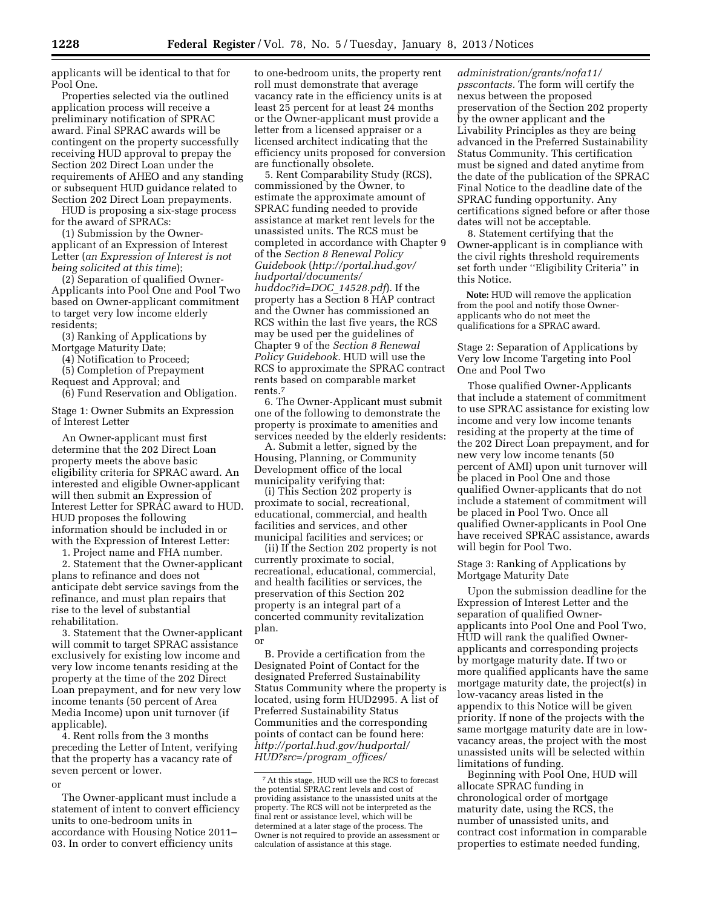applicants will be identical to that for Pool One.

Properties selected via the outlined application process will receive a preliminary notification of SPRAC award. Final SPRAC awards will be contingent on the property successfully receiving HUD approval to prepay the Section 202 Direct Loan under the requirements of AHEO and any standing or subsequent HUD guidance related to Section 202 Direct Loan prepayments.

HUD is proposing a six-stage process for the award of SPRACs:

(1) Submission by the Owner-applicant of an Expression of Interest Letter (*an Expression of Interest is not being solicited at this time*);

(2) Separation of qualified Owner-Applicants into Pool One and Pool Two based on Owner-applicant commitment to target very low income elderly residents;

(3) Ranking of Applications by Mortgage Maturity Date;

(4) Notification to Proceed;

(5) Completion of Prepayment Request and Approval; and

(6) Fund Reservation and Obligation.

Stage 1: Owner Submits an Expression of Interest Letter

An Owner-applicant must first determine that the 202 Direct Loan property meets the above basic eligibility criteria for SPRAC award. An interested and eligible Owner-applicant will then submit an Expression of Interest Letter for SPRAC award to HUD. HUD proposes the following information should be included in or with the Expression of Interest Letter:

1. Project name and FHA number.

2. Statement that the Owner-applicant plans to refinance and does not anticipate debt service savings from the refinance, and must plan repairs that rise to the level of substantial rehabilitation.

3. Statement that the Owner-applicant will commit to target SPRAC assistance exclusively for existing low income and very low income tenants residing at the property at the time of the 202 Direct Loan prepayment, and for new very low income tenants (50 percent of Area Media Income) upon unit turnover (if applicable).

4. Rent rolls from the 3 months preceding the Letter of Intent, verifying that the property has a vacancy rate of seven percent or lower.

or

The Owner-applicant must include a statement of intent to convert efficiency units to one-bedroom units in accordance with Housing Notice 2011–03. In order to convert efficiency units to one-bedroom units, the property rent roll must demonstrate that average vacancy rate in the efficiency units is at least 25 percent for at least 24 months or the Owner-applicant must provide a letter from a licensed appraiser or a licensed architect indicating that the efficiency units proposed for conversion are functionally obsolete.

5. Rent Comparability Study (RCS), commissioned by the Owner, to estimate the approximate amount of SPRAC funding needed to provide assistance at market rent levels for the unassisted units. The RCS must be completed in accordance with Chapter 9 of the *Section 8 Renewal Policy Guidebook* (*http://portal.hud.gov/hudportal/documents/huddoc?id=DOC_14528.pdf*). If the property has a Section 8 HAP contract and the Owner has commissioned an RCS within the last five years, the RCS may be used per the guidelines of Chapter 9 of the *Section 8 Renewal Policy Guidebook.* HUD will use the RCS to approximate the SPRAC contract rents based on comparable market rents.[7]

6. The Owner-Applicant must submit one of the following to demonstrate the property is proximate to amenities and services needed by the elderly residents:

A. Submit a letter, signed by the Housing, Planning, or Community Development office of the local municipality verifying that:

(i) This Section 202 property is proximate to social, recreational, educational, commercial, and health facilities and services, and other municipal facilities and services; or

(ii) If the Section 202 property is not currently proximate to social, recreational, educational, commercial, and health facilities or services, the preservation of this Section 202 property is an integral part of a concerted community revitalization plan.

or

B. Provide a certification from the Designated Point of Contact for the designated Preferred Sustainability Status Community where the property is located, using form HUD2995. A list of Preferred Sustainability Status Communities and the corresponding points of contact can be found here: *http://portal.hud.gov/hudportal/HUD?src=/program_offices/administration/grants/nofa11/psscontacts.* The form will certify the nexus between the proposed preservation of the Section 202 property by the owner applicant and the Livability Principles as they are being advanced in the Preferred Sustainability Status Community. This certification must be signed and dated anytime from the date of the publication of the SPRAC Final Notice to the deadline date of the SPRAC funding opportunity. Any certifications signed before or after those dates will not be acceptable.

8. Statement certifying that the Owner-applicant is in compliance with the civil rights threshold requirements set forth under ''Eligibility Criteria'' in this Notice.

**Note:** HUD will remove the application from the pool and notify those Owner-applicants who do not meet the qualifications for a SPRAC award.

Stage 2: Separation of Applications by Very low Income Targeting into Pool One and Pool Two

Those qualified Owner-Applicants that include a statement of commitment to use SPRAC assistance for existing low income and very low income tenants residing at the property at the time of the 202 Direct Loan prepayment, and for new very low income tenants (50 percent of AMI) upon unit turnover will be placed in Pool One and those qualified Owner-applicants that do not include a statement of commitment will be placed in Pool Two. Once all qualified Owner-applicants in Pool One have received SPRAC assistance, awards will begin for Pool Two.

Stage 3: Ranking of Applications by Mortgage Maturity Date

Upon the submission deadline for the Expression of Interest Letter and the separation of qualified Owner-applicants into Pool One and Pool Two, HUD will rank the qualified Owner-applicants and corresponding projects by mortgage maturity date. If two or more qualified applicants have the same mortgage maturity date, the project(s) in low-vacancy areas listed in the appendix to this Notice will be given priority. If none of the projects with the same mortgage maturity date are in low-vacancy areas, the project with the most unassisted units will be selected within limitations of funding.

Beginning with Pool One, HUD will allocate SPRAC funding in chronological order of mortgage maturity date, using the RCS, the number of unassisted units, and contract cost information in comparable properties to estimate needed funding,

[7] At this stage, HUD will use the RCS to forecast the potential SPRAC rent levels and cost of providing assistance to the unassisted units at the property. The RCS will not be interpreted as the final rent or assistance level, which will be determined at a later stage of the process. The Owner is not required to provide an assessment or calculation of assistance at this stage.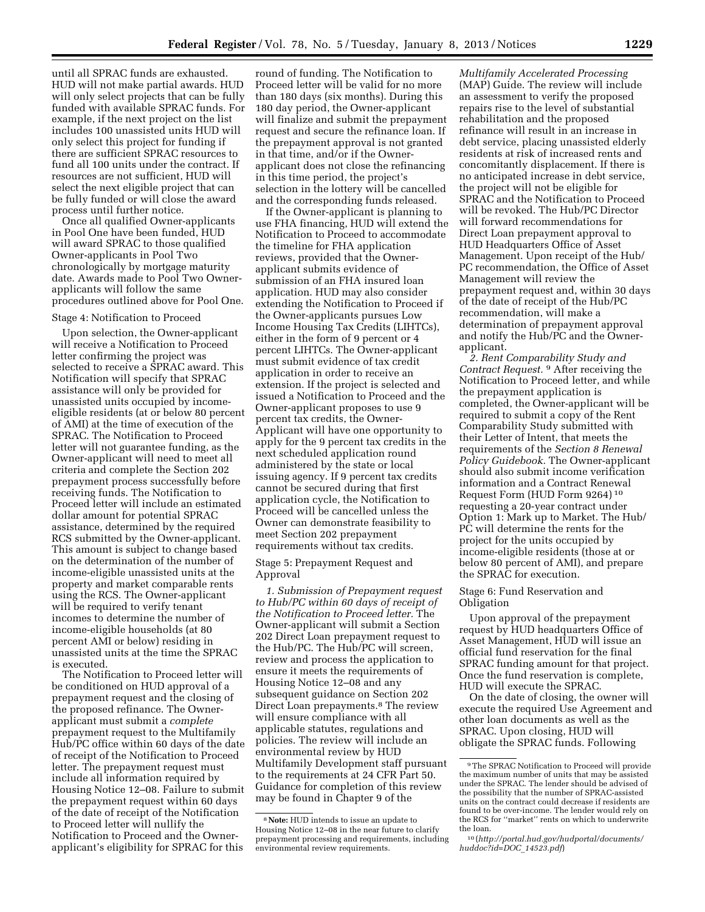until all SPRAC funds are exhausted. HUD will not make partial awards. HUD will only select projects that can be fully funded with available SPRAC funds. For example, if the next project on the list includes 100 unassisted units HUD will only select this project for funding if there are sufficient SPRAC resources to fund all 100 units under the contract. If resources are not sufficient, HUD will select the next eligible project that can be fully funded or will close the award process until further notice.

Once all qualified Owner-applicants in Pool One have been funded, HUD will award SPRAC to those qualified Owner-applicants in Pool Two chronologically by mortgage maturity date. Awards made to Pool Two Owner-applicants will follow the same procedures outlined above for Pool One.

Stage 4: Notification to Proceed

Upon selection, the Owner-applicant will receive a Notification to Proceed letter confirming the project was selected to receive a SPRAC award. This Notification will specify that SPRAC assistance will only be provided for unassisted units occupied by income-eligible residents (at or below 80 percent of AMI) at the time of execution of the SPRAC. The Notification to Proceed letter will not guarantee funding, as the Owner-applicant will need to meet all criteria and complete the Section 202 prepayment process successfully before receiving funds. The Notification to Proceed letter will include an estimated dollar amount for potential SPRAC assistance, determined by the required RCS submitted by the Owner-applicant. This amount is subject to change based on the determination of the number of income-eligible unassisted units at the property and market comparable rents using the RCS. The Owner-applicant will be required to verify tenant incomes to determine the number of income-eligible households (at 80 percent AMI or below) residing in unassisted units at the time the SPRAC is executed.

The Notification to Proceed letter will be conditioned on HUD approval of a prepayment request and the closing of the proposed refinance. The Owner-applicant must submit a *complete* prepayment request to the Multifamily Hub/PC office within 60 days of the date of receipt of the Notification to Proceed letter. The prepayment request must include all information required by Housing Notice 12–08. Failure to submit the prepayment request within 60 days of the date of receipt of the Notification to Proceed letter will nullify the Notification to Proceed and the Owner-applicant's eligibility for SPRAC for this round of funding. The Notification to Proceed letter will be valid for no more than 180 days (six months). During this 180 day period, the Owner-applicant will finalize and submit the prepayment request and secure the refinance loan. If the prepayment approval is not granted in that time, and/or if the Owner-applicant does not close the refinancing in this time period, the project's selection in the lottery will be cancelled and the corresponding funds released.

If the Owner-applicant is planning to use FHA financing, HUD will extend the Notification to Proceed to accommodate the timeline for FHA application reviews, provided that the Owner-applicant submits evidence of submission of an FHA insured loan application. HUD may also consider extending the Notification to Proceed if the Owner-applicants pursues Low Income Housing Tax Credits (LIHTCs), either in the form of 9 percent or 4 percent LIHTCs. The Owner-applicant must submit evidence of tax credit application in order to receive an extension. If the project is selected and issued a Notification to Proceed and the Owner-applicant proposes to use 9 percent tax credits, the Owner-Applicant will have one opportunity to apply for the 9 percent tax credits in the next scheduled application round administered by the state or local issuing agency. If 9 percent tax credits cannot be secured during that first application cycle, the Notification to Proceed will be cancelled unless the Owner can demonstrate feasibility to meet Section 202 prepayment requirements without tax credits.

Stage 5: Prepayment Request and Approval

*1. Submission of Prepayment request to Hub/PC within 60 days of receipt of the Notification to Proceed letter.* The Owner-applicant will submit a Section 202 Direct Loan prepayment request to the Hub/PC. The Hub/PC will screen, review and process the application to ensure it meets the requirements of Housing Notice 12–08 and any subsequent guidance on Section 202 Direct Loan prepayments.[8] The review will ensure compliance with all applicable statutes, regulations and policies. The review will include an environmental review by HUD Multifamily Development staff pursuant to the requirements at 24 CFR Part 50. Guidance for completion of this review may be found in Chapter 9 of the *Multifamily Accelerated Processing* (MAP) Guide. The review will include an assessment to verify the proposed repairs rise to the level of substantial rehabilitation and the proposed refinance will result in an increase in debt service, placing unassisted elderly residents at risk of increased rents and concomitantly displacement. If there is no anticipated increase in debt service, the project will not be eligible for SPRAC and the Notification to Proceed will be revoked. The Hub/PC Director will forward recommendations for Direct Loan prepayment approval to HUD Headquarters Office of Asset Management. Upon receipt of the Hub/PC recommendation, the Office of Asset Management will review the prepayment request and, within 30 days of the date of receipt of the Hub/PC recommendation, will make a determination of prepayment approval and notify the Hub/PC and the Owner-applicant.

*2. Rent Comparability Study and Contract Request.*[9] After receiving the Notification to Proceed letter, and while the prepayment application is completed, the Owner-applicant will be required to submit a copy of the Rent Comparability Study submitted with their Letter of Intent, that meets the requirements of the *Section 8 Renewal Policy Guidebook.* The Owner-applicant should also submit income verification information and a Contract Renewal Request Form (HUD Form 9264)[10] requesting a 20-year contract under Option 1: Mark up to Market. The Hub/PC will determine the rents for the project for the units occupied by income-eligible residents (those at or below 80 percent of AMI), and prepare the SPRAC for execution.

Stage 6: Fund Reservation and Obligation

Upon approval of the prepayment request by HUD headquarters Office of Asset Management, HUD will issue an official fund reservation for the final SPRAC funding amount for that project. Once the fund reservation is complete, HUD will execute the SPRAC.

On the date of closing, the owner will execute the required Use Agreement and other loan documents as well as the SPRAC. Upon closing, HUD will obligate the SPRAC funds. Following

---

[8] **Note:** HUD intends to issue an update to Housing Notice 12–08 in the near future to clarify prepayment processing and requirements, including environmental review requirements.

[9] The SPRAC Notification to Proceed will provide the maximum number of units that may be assisted under the SPRAC. The lender should be advised of the possibility that the number of SPRAC-assisted units on the contract could decrease if residents are found to be over-income. The lender would rely on the RCS for "market" rents on which to underwrite the loan.

[10] (*http://portal.hud.gov/hudportal/documents/huddoc?id=DOC_14523.pdf*)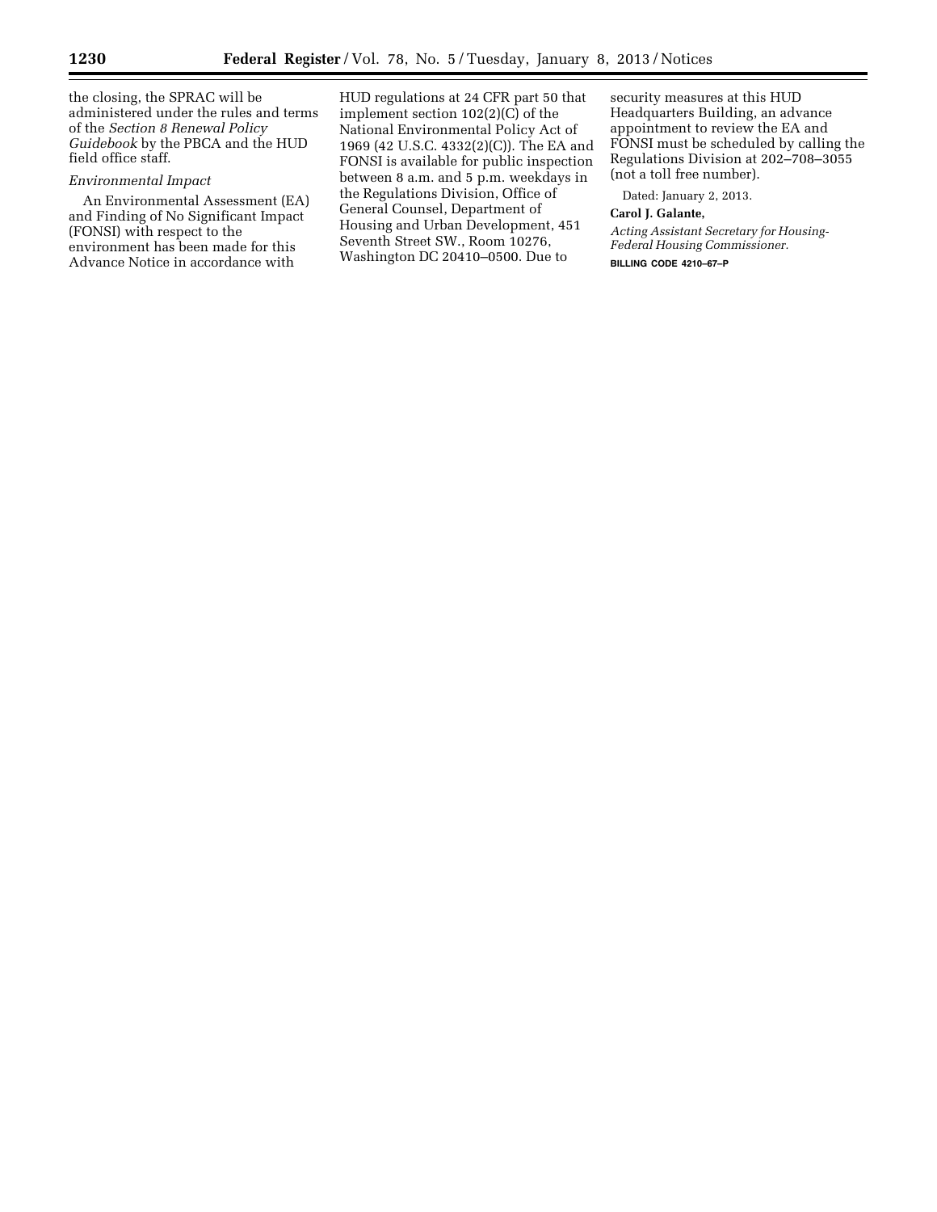the closing, the SPRAC will be administered under the rules and terms of the *Section 8 Renewal Policy Guidebook* by the PBCA and the HUD field office staff.

*Environmental Impact*

An Environmental Assessment (EA) and Finding of No Significant Impact (FONSI) with respect to the environment has been made for this Advance Notice in accordance with HUD regulations at 24 CFR part 50 that implement section 102(2)(C) of the National Environmental Policy Act of 1969 (42 U.S.C. 4332(2)(C)). The EA and FONSI is available for public inspection between 8 a.m. and 5 p.m. weekdays in the Regulations Division, Office of General Counsel, Department of Housing and Urban Development, 451 Seventh Street SW., Room 10276, Washington DC 20410–0500. Due to security measures at this HUD Headquarters Building, an advance appointment to review the EA and FONSI must be scheduled by calling the Regulations Division at 202–708–3055 (not a toll free number).

Dated: January 2, 2013.

**Carol J. Galante,**

*Acting Assistant Secretary for Housing-Federal Housing Commissioner.*

BILLING CODE 4210–67–P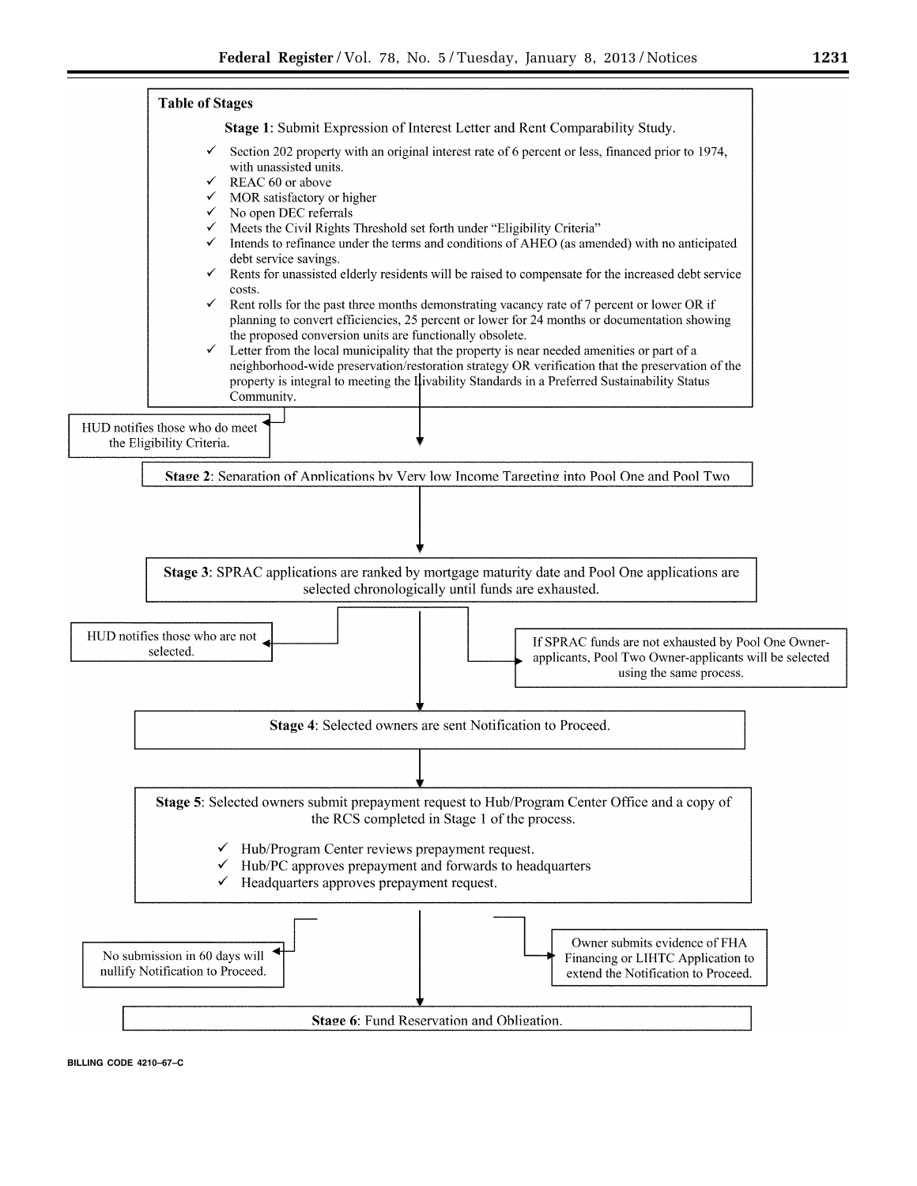**Table of Stages**

**Stage 1**: Submit Expression of Interest Letter and Rent Comparability Study.

- ✓ Section 202 property with an original interest rate of 6 percent or less, financed prior to 1974, with unassisted units.
- ✓ REAC 60 or above
- ✓ MOR satisfactory or higher
- ✓ No open DEC referrals
- ✓ Meets the Civil Rights Threshold set forth under "Eligibility Criteria"
- ✓ Intends to refinance under the terms and conditions of AHEO (as amended) with no anticipated debt service savings.
- ✓ Rents for unassisted elderly residents will be raised to compensate for the increased debt service costs.
- ✓ Rent rolls for the past three months demonstrating vacancy rate of 7 percent or lower OR if planning to convert efficiencies, 25 percent or lower for 24 months or documentation showing the proposed conversion units are functionally obsolete.
- ✓ Letter from the local municipality that the property is near needed amenities or part of a neighborhood-wide preservation/restoration strategy OR verification that the preservation of the property is integral to meeting the Livability Standards in a Preferred Sustainability Status Community.

HUD notifies those who do meet the Eligibility Criteria.

**Stage 2**: Separation of Applications by Very low Income Targeting into Pool One and Pool Two

**Stage 3**: SPRAC applications are ranked by mortgage maturity date and Pool One applications are selected chronologically until funds are exhausted.

HUD notifies those who are not selected.

If SPRAC funds are not exhausted by Pool One Owner-applicants, Pool Two Owner-applicants will be selected using the same process.

**Stage 4**: Selected owners are sent Notification to Proceed.

**Stage 5**: Selected owners submit prepayment request to Hub/Program Center Office and a copy of the RCS completed in Stage 1 of the process.

- ✓ Hub/Program Center reviews prepayment request.
- ✓ Hub/PC approves prepayment and forwards to headquarters
- ✓ Headquarters approves prepayment request.

No submission in 60 days will nullify Notification to Proceed.

Owner submits evidence of FHA Financing or LIHTC Application to extend the Notification to Proceed.

**Stage 6**: Fund Reservation and Obligation.

BILLING CODE 4210–67–C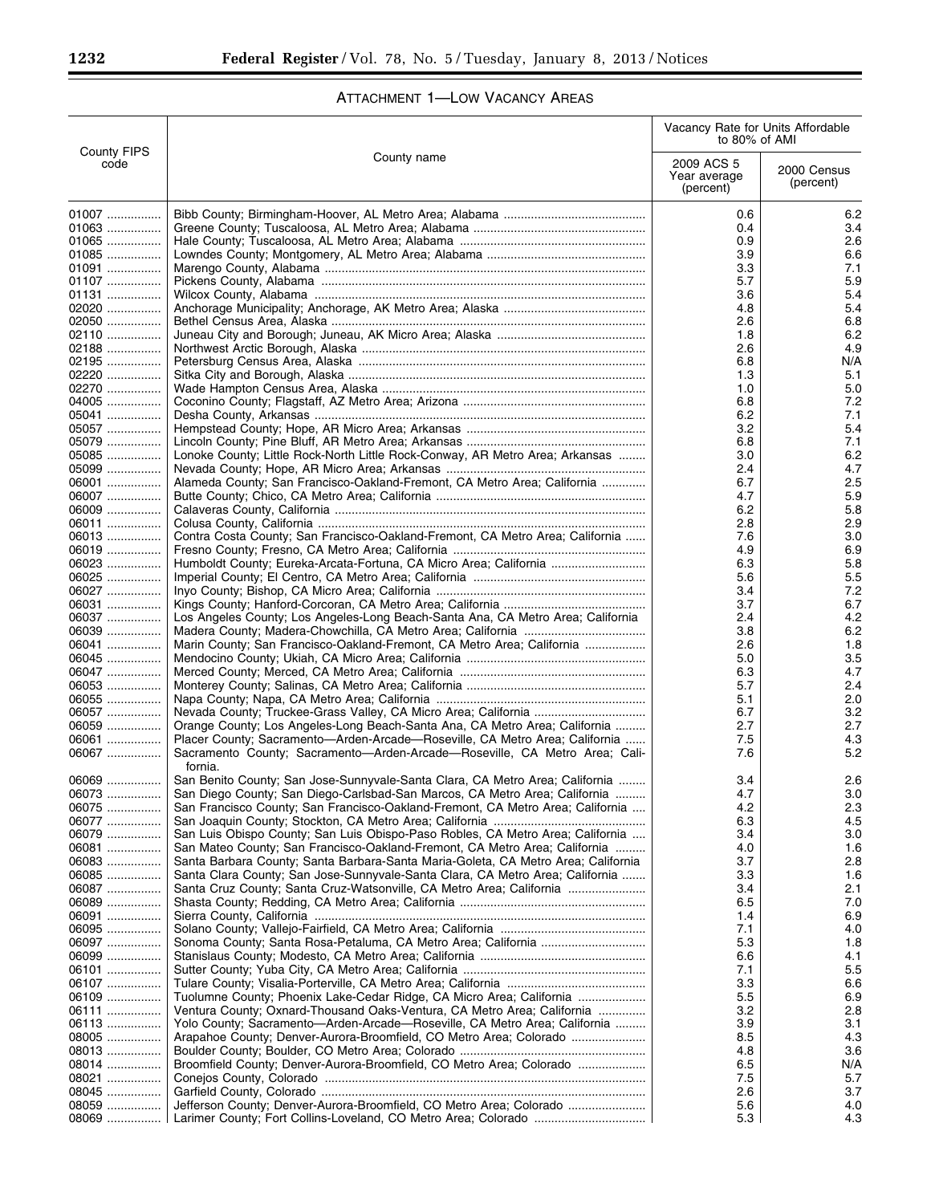## ATTACHMENT 1—LOW VACANCY AREAS

| County FIPS code | County name | Vacancy Rate for Units Affordable to 80% of AMI | |
|---|---|---|---|
| | | 2009 ACS 5 Year average (percent) | 2000 Census (percent) |
| 01007 | Bibb County; Birmingham-Hoover, AL Metro Area; Alabama | 0.6 | 6.2 |
| 01063 | Greene County; Tuscaloosa, AL Metro Area; Alabama | 0.4 | 3.4 |
| 01065 | Hale County; Tuscaloosa, AL Metro Area; Alabama | 0.9 | 2.6 |
| 01085 | Lowndes County; Montgomery, AL Metro Area; Alabama | 3.9 | 6.6 |
| 01091 | Marengo County, Alabama | 3.3 | 7.1 |
| 01107 | Pickens County, Alabama | 5.7 | 5.9 |
| 01131 | Wilcox County, Alabama | 3.6 | 5.4 |
| 02020 | Anchorage Municipality; Anchorage, AK Metro Area; Alaska | 4.8 | 5.4 |
| 02050 | Bethel Census Area, Alaska | 2.6 | 6.8 |
| 02110 | Juneau City and Borough; Juneau, AK Micro Area; Alaska | 1.8 | 6.2 |
| 02188 | Northwest Arctic Borough, Alaska | 2.6 | 4.9 |
| 02195 | Petersburg Census Area, Alaska | 6.8 | N/A |
| 02220 | Sitka City and Borough, Alaska | 1.3 | 5.1 |
| 02270 | Wade Hampton Census Area, Alaska | 1.0 | 5.0 |
| 04005 | Coconino County; Flagstaff, AZ Metro Area; Arizona | 6.8 | 7.2 |
| 05041 | Desha County, Arkansas | 6.2 | 7.1 |
| 05057 | Hempstead County; Hope, AR Micro Area; Arkansas | 3.2 | 5.4 |
| 05079 | Lincoln County; Pine Bluff, AR Metro Area; Arkansas | 6.8 | 7.1 |
| 05085 | Lonoke County; Little Rock-North Little Rock-Conway, AR Metro Area; Arkansas | 3.0 | 6.2 |
| 05099 | Nevada County; Hope, AR Micro Area; Arkansas | 2.4 | 4.7 |
| 06001 | Alameda County; San Francisco-Oakland-Fremont, CA Metro Area; California | 6.7 | 2.5 |
| 06007 | Butte County; Chico, CA Metro Area; California | 4.7 | 5.9 |
| 06009 | Calaveras County, California | 6.2 | 5.8 |
| 06011 | Colusa County, California | 2.8 | 2.9 |
| 06013 | Contra Costa County; San Francisco-Oakland-Fremont, CA Metro Area; California | 7.6 | 3.0 |
| 06019 | Fresno County; Fresno, CA Metro Area; California | 4.9 | 6.9 |
| 06023 | Humboldt County; Eureka-Arcata-Fortuna, CA Micro Area; California | 6.3 | 5.8 |
| 06025 | Imperial County; El Centro, CA Metro Area; California | 5.6 | 5.5 |
| 06027 | Inyo County; Bishop, CA Micro Area; California | 3.4 | 7.2 |
| 06031 | Kings County; Hanford-Corcoran, CA Metro Area; California | 3.7 | 6.7 |
| 06037 | Los Angeles County; Los Angeles-Long Beach-Santa Ana, CA Metro Area; California | 2.4 | 4.2 |
| 06039 | Madera County; Madera-Chowchilla, CA Metro Area; California | 3.8 | 6.2 |
| 06041 | Marin County; San Francisco-Oakland-Fremont, CA Metro Area; California | 2.6 | 1.8 |
| 06045 | Mendocino County; Ukiah, CA Micro Area; California | 5.0 | 3.5 |
| 06047 | Merced County; Merced, CA Metro Area; California | 6.3 | 4.7 |
| 06053 | Monterey County; Salinas, CA Metro Area; California | 5.7 | 2.4 |
| 06055 | Napa County; Napa, CA Metro Area; California | 5.1 | 2.0 |
| 06057 | Nevada County; Truckee-Grass Valley, CA Micro Area; California | 6.7 | 3.2 |
| 06059 | Orange County; Los Angeles-Long Beach-Santa Ana, CA Metro Area; California | 2.7 | 2.7 |
| 06061 | Placer County; Sacramento—Arden-Arcade—Roseville, CA Metro Area; California | 7.5 | 4.3 |
| 06067 | Sacramento County; Sacramento—Arden-Arcade—Roseville, CA Metro Area; California. | 7.6 | 5.2 |
| 06069 | San Benito County; San Jose-Sunnyvale-Santa Clara, CA Metro Area; California | 3.4 | 2.6 |
| 06073 | San Diego County; San Diego-Carlsbad-San Marcos, CA Metro Area; California | 4.7 | 3.0 |
| 06075 | San Francisco County; San Francisco-Oakland-Fremont, CA Metro Area; California | 4.2 | 2.3 |
| 06077 | San Joaquin County; Stockton, CA Metro Area; California | 6.3 | 4.5 |
| 06079 | San Luis Obispo County; San Luis Obispo-Paso Robles, CA Metro Area; California | 3.4 | 3.0 |
| 06081 | San Mateo County; San Francisco-Oakland-Fremont, CA Metro Area; California | 4.0 | 1.6 |
| 06083 | Santa Barbara County; Santa Barbara-Santa Maria-Goleta, CA Metro Area; California | 3.7 | 2.8 |
| 06085 | Santa Clara County; San Jose-Sunnyvale-Santa Clara, CA Metro Area; California | 3.3 | 1.6 |
| 06087 | Santa Cruz County; Santa Cruz-Watsonville, CA Metro Area; California | 3.4 | 2.1 |
| 06089 | Shasta County; Redding, CA Metro Area; California | 6.5 | 7.0 |
| 06091 | Sierra County, California | 1.4 | 6.9 |
| 06095 | Solano County; Vallejo-Fairfield, CA Metro Area; California | 7.1 | 4.0 |
| 06097 | Sonoma County; Santa Rosa-Petaluma, CA Metro Area; California | 5.3 | 1.8 |
| 06099 | Stanislaus County; Modesto, CA Metro Area; California | 6.6 | 4.1 |
| 06101 | Sutter County; Yuba City, CA Metro Area; California | 7.1 | 5.5 |
| 06107 | Tulare County; Visalia-Porterville, CA Metro Area; California | 3.3 | 6.6 |
| 06109 | Tuolumne County; Phoenix Lake-Cedar Ridge, CA Micro Area; California | 5.5 | 6.9 |
| 06111 | Ventura County; Oxnard-Thousand Oaks-Ventura, CA Metro Area; California | 3.2 | 2.8 |
| 06113 | Yolo County; Sacramento—Arden-Arcade—Roseville, CA Metro Area; California | 3.9 | 3.1 |
| 08005 | Arapahoe County; Denver-Aurora-Broomfield, CO Metro Area; Colorado | 8.5 | 4.3 |
| 08013 | Boulder County; Boulder, CO Metro Area; Colorado | 4.8 | 3.6 |
| 08014 | Broomfield County; Denver-Aurora-Broomfield, CO Metro Area; Colorado | 6.5 | N/A |
| 08021 | Conejos County, Colorado | 7.5 | 5.7 |
| 08045 | Garfield County, Colorado | 2.6 | 3.7 |
| 08059 | Jefferson County; Denver-Aurora-Broomfield, CO Metro Area; Colorado | 5.6 | 4.0 |
| 08069 | Larimer County; Fort Collins-Loveland, CO Metro Area; Colorado | 5.3 | 4.3 |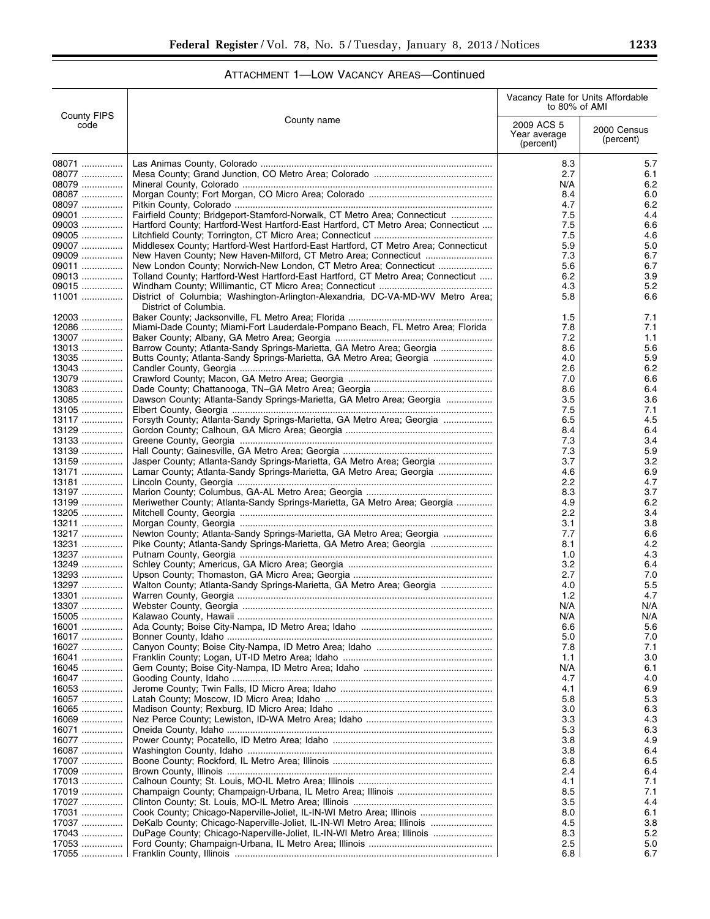## ATTACHMENT 1—LOW VACANCY AREAS—Continued

| County FIPS code | County name | Vacancy Rate for Units Affordable to 80% of AMI | |
|---|---|---|---|
| | | 2009 ACS 5 Year average (percent) | 2000 Census (percent) |
| 08071 | Las Animas County, Colorado | 8.3 | 5.7 |
| 08077 | Mesa County; Grand Junction, CO Metro Area; Colorado | 2.7 | 6.1 |
| 08079 | Mineral County, Colorado | N/A | 6.2 |
| 08087 | Morgan County; Fort Morgan, CO Micro Area; Colorado | 8.4 | 6.0 |
| 08097 | Pitkin County, Colorado | 4.7 | 6.2 |
| 09001 | Fairfield County; Bridgeport-Stamford-Norwalk, CT Metro Area; Connecticut | 7.5 | 4.4 |
| 09003 | Hartford County; Hartford-West Hartford-East Hartford, CT Metro Area; Connecticut | 7.5 | 6.6 |
| 09005 | Litchfield County; Torrington, CT Micro Area; Connecticut | 7.5 | 4.6 |
| 09007 | Middlesex County; Hartford-West Hartford-East Hartford, CT Metro Area; Connecticut | 5.9 | 5.0 |
| 09009 | New Haven County; New Haven-Milford, CT Metro Area; Connecticut | 7.3 | 6.7 |
| 09011 | New London County; Norwich-New London, CT Metro Area; Connecticut | 5.6 | 6.7 |
| 09013 | Tolland County; Hartford-West Hartford-East Hartford, CT Metro Area; Connecticut | 6.2 | 3.9 |
| 09015 | Windham County; Willimantic, CT Micro Area; Connecticut | 4.3 | 5.2 |
| 11001 | District of Columbia; Washington-Arlington-Alexandria, DC-VA-MD-WV Metro Area; District of Columbia. | 5.8 | 6.6 |
| 12003 | Baker County; Jacksonville, FL Metro Area; Florida | 1.5 | 7.1 |
| 12086 | Miami-Dade County; Miami-Fort Lauderdale-Pompano Beach, FL Metro Area; Florida | 7.8 | 7.1 |
| 13007 | Baker County; Albany, GA Metro Area; Georgia | 7.2 | 1.1 |
| 13013 | Barrow County; Atlanta-Sandy Springs-Marietta, GA Metro Area; Georgia | 8.6 | 5.6 |
| 13035 | Butts County; Atlanta-Sandy Springs-Marietta, GA Metro Area; Georgia | 4.0 | 5.9 |
| 13043 | Candler County, Georgia | 2.6 | 6.2 |
| 13079 | Crawford County; Macon, GA Metro Area; Georgia | 7.0 | 6.6 |
| 13083 | Dade County; Chattanooga, TN–GA Metro Area; Georgia | 8.6 | 6.4 |
| 13085 | Dawson County; Atlanta-Sandy Springs-Marietta, GA Metro Area; Georgia | 3.5 | 3.6 |
| 13105 | Elbert County, Georgia | 7.5 | 7.1 |
| 13117 | Forsyth County; Atlanta-Sandy Springs-Marietta, GA Metro Area; Georgia | 6.5 | 4.5 |
| 13129 | Gordon County; Calhoun, GA Micro Area; Georgia | 8.4 | 6.4 |
| 13133 | Greene County, Georgia | 7.3 | 3.4 |
| 13139 | Hall County; Gainesville, GA Metro Area; Georgia | 7.3 | 5.9 |
| 13159 | Jasper County; Atlanta-Sandy Springs-Marietta, GA Metro Area; Georgia | 3.7 | 3.2 |
| 13171 | Lamar County; Atlanta-Sandy Springs-Marietta, GA Metro Area; Georgia | 4.6 | 6.9 |
| 13181 | Lincoln County, Georgia | 2.2 | 4.7 |
| 13197 | Marion County; Columbus, GA-AL Metro Area; Georgia | 8.3 | 3.7 |
| 13199 | Meriwether County; Atlanta-Sandy Springs-Marietta, GA Metro Area; Georgia | 4.9 | 6.2 |
| 13205 | Mitchell County, Georgia | 2.2 | 3.4 |
| 13211 | Morgan County, Georgia | 3.1 | 3.8 |
| 13217 | Newton County; Atlanta-Sandy Springs-Marietta, GA Metro Area; Georgia | 7.7 | 6.6 |
| 13231 | Pike County; Atlanta-Sandy Springs-Marietta, GA Metro Area; Georgia | 8.1 | 4.2 |
| 13237 | Putnam County, Georgia | 1.0 | 4.3 |
| 13249 | Schley County; Americus, GA Micro Area; Georgia | 3.2 | 6.4 |
| 13293 | Upson County; Thomaston, GA Micro Area; Georgia | 2.7 | 7.0 |
| 13297 | Walton County; Atlanta-Sandy Springs-Marietta, GA Metro Area; Georgia | 4.0 | 5.5 |
| 13301 | Warren County, Georgia | 1.2 | 4.7 |
| 13307 | Webster County, Georgia | N/A | N/A |
| 15005 | Kalawao County, Hawaii | N/A | N/A |
| 16001 | Ada County; Boise City-Nampa, ID Metro Area; Idaho | 6.6 | 5.6 |
| 16017 | Bonner County, Idaho | 5.0 | 7.0 |
| 16027 | Canyon County; Boise City-Nampa, ID Metro Area; Idaho | 7.8 | 7.1 |
| 16041 | Franklin County; Logan, UT-ID Metro Area; Idaho | 1.1 | 3.0 |
| 16045 | Gem County; Boise City-Nampa, ID Metro Area; Idaho | N/A | 6.1 |
| 16047 | Gooding County, Idaho | 4.7 | 4.0 |
| 16053 | Jerome County; Twin Falls, ID Micro Area; Idaho | 4.1 | 6.9 |
| 16057 | Latah County; Moscow, ID Micro Area; Idaho | 5.8 | 5.3 |
| 16065 | Madison County; Rexburg, ID Micro Area; Idaho | 3.0 | 6.3 |
| 16069 | Nez Perce County; Lewiston, ID-WA Metro Area; Idaho | 3.3 | 4.3 |
| 16071 | Oneida County, Idaho | 5.3 | 6.3 |
| 16077 | Power County; Pocatello, ID Metro Area; Idaho | 3.8 | 4.9 |
| 16087 | Washington County, Idaho | 3.8 | 6.4 |
| 17007 | Boone County; Rockford, IL Metro Area; Illinois | 6.8 | 6.5 |
| 17009 | Brown County, Illinois | 2.4 | 6.4 |
| 17013 | Calhoun County; St. Louis, MO-IL Metro Area; Illinois | 4.1 | 7.1 |
| 17019 | Champaign County; Champaign-Urbana, IL Metro Area; Illinois | 8.5 | 7.1 |
| 17027 | Clinton County; St. Louis, MO-IL Metro Area; Illinois | 3.5 | 4.4 |
| 17031 | Cook County; Chicago-Naperville-Joliet, IL-IN-WI Metro Area; Illinois | 8.0 | 6.1 |
| 17037 | DeKalb County; Chicago-Naperville-Joliet, IL-IN-WI Metro Area; Illinois | 4.5 | 3.8 |
| 17043 | DuPage County; Chicago-Naperville-Joliet, IL-IN-WI Metro Area; Illinois | 8.3 | 5.2 |
| 17053 | Ford County; Champaign-Urbana, IL Metro Area; Illinois | 2.5 | 5.0 |
| 17055 | Franklin County, Illinois | 6.8 | 6.7 |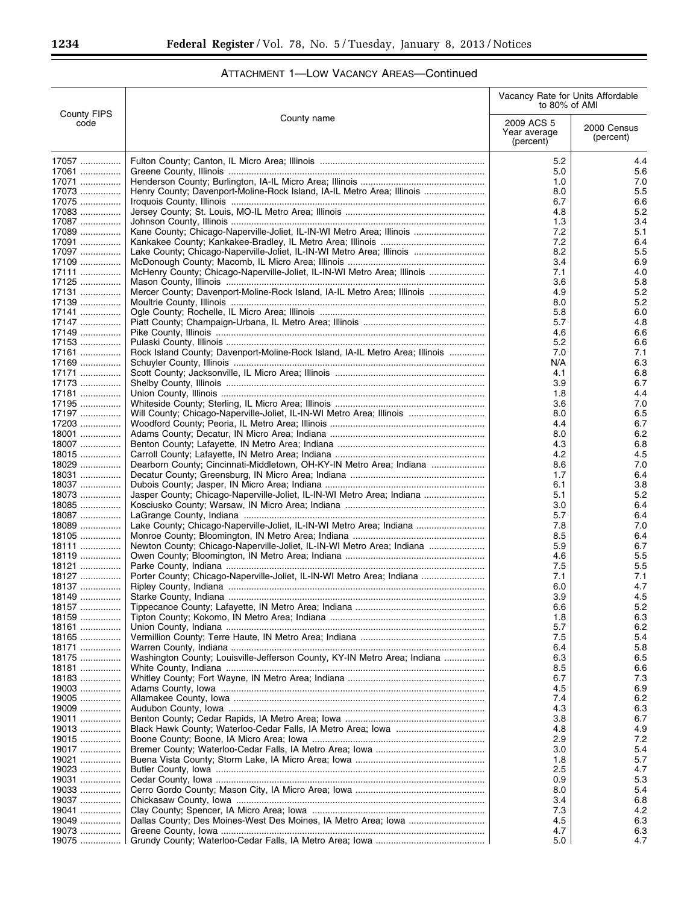## ATTACHMENT 1—LOW VACANCY AREAS—Continued

| County FIPS code | County name | Vacancy Rate for Units Affordable to 80% of AMI | |
|---|---|---|---|
| | | 2009 ACS 5 Year average (percent) | 2000 Census (percent) |
| 17057 | Fulton County; Canton, IL Micro Area; Illinois | 5.2 | 4.4 |
| 17061 | Greene County, Illinois | 5.0 | 5.6 |
| 17071 | Henderson County; Burlington, IA-IL Micro Area; Illinois | 1.0 | 7.0 |
| 17073 | Henry County; Davenport-Moline-Rock Island, IA-IL Metro Area; Illinois | 8.0 | 5.5 |
| 17075 | Iroquois County, Illinois | 6.7 | 6.6 |
| 17083 | Jersey County; St. Louis, MO-IL Metro Area; Illinois | 4.8 | 5.2 |
| 17087 | Johnson County, Illinois | 1.3 | 3.4 |
| 17089 | Kane County; Chicago-Naperville-Joliet, IL-IN-WI Metro Area; Illinois | 7.2 | 5.1 |
| 17091 | Kankakee County; Kankakee-Bradley, IL Metro Area; Illinois | 7.2 | 6.4 |
| 17097 | Lake County; Chicago-Naperville-Joliet, IL-IN-WI Metro Area; Illinois | 8.2 | 5.5 |
| 17109 | McDonough County; Macomb, IL Micro Area; Illinois | 3.4 | 6.9 |
| 17111 | McHenry County; Chicago-Naperville-Joliet, IL-IN-WI Metro Area; Illinois | 7.1 | 4.0 |
| 17125 | Mason County, Illinois | 3.6 | 5.8 |
| 17131 | Mercer County; Davenport-Moline-Rock Island, IA-IL Metro Area; Illinois | 4.9 | 5.2 |
| 17139 | Moultrie County, Illinois | 8.0 | 5.2 |
| 17141 | Ogle County; Rochelle, IL Micro Area; Illinois | 5.8 | 6.0 |
| 17147 | Piatt County; Champaign-Urbana, IL Metro Area; Illinois | 5.7 | 4.8 |
| 17149 | Pike County, Illinois | 4.6 | 6.6 |
| 17153 | Pulaski County, Illinois | 5.2 | 6.6 |
| 17161 | Rock Island County; Davenport-Moline-Rock Island, IA-IL Metro Area; Illinois | 7.0 | 7.1 |
| 17169 | Schuyler County, Illinois | N/A | 6.3 |
| 17171 | Scott County; Jacksonville, IL Micro Area; Illinois | 4.1 | 6.8 |
| 17173 | Shelby County, Illinois | 3.9 | 6.7 |
| 17181 | Union County, Illinois | 1.8 | 4.4 |
| 17195 | Whiteside County; Sterling, IL Micro Area; Illinois | 3.6 | 7.0 |
| 17197 | Will County; Chicago-Naperville-Joliet, IL-IN-WI Metro Area; Illinois | 8.0 | 6.5 |
| 17203 | Woodford County; Peoria, IL Metro Area; Illinois | 4.4 | 6.7 |
| 18001 | Adams County; Decatur, IN Micro Area; Indiana | 8.0 | 6.2 |
| 18007 | Benton County; Lafayette, IN Metro Area; Indiana | 4.3 | 6.8 |
| 18015 | Carroll County; Lafayette, IN Metro Area; Indiana | 4.2 | 4.5 |
| 18029 | Dearborn County; Cincinnati-Middletown, OH-KY-IN Metro Area; Indiana | 8.6 | 7.0 |
| 18031 | Decatur County; Greensburg, IN Micro Area; Indiana | 1.7 | 6.4 |
| 18037 | Dubois County; Jasper, IN Micro Area; Indiana | 6.1 | 3.8 |
| 18073 | Jasper County; Chicago-Naperville-Joliet, IL-IN-WI Metro Area; Indiana | 5.1 | 5.2 |
| 18085 | Kosciusko County; Warsaw, IN Micro Area; Indiana | 3.0 | 6.4 |
| 18087 | LaGrange County, Indiana | 5.7 | 6.4 |
| 18089 | Lake County; Chicago-Naperville-Joliet, IL-IN-WI Metro Area; Indiana | 7.8 | 7.0 |
| 18105 | Monroe County; Bloomington, IN Metro Area; Indiana | 8.5 | 6.4 |
| 18111 | Newton County; Chicago-Naperville-Joliet, IL-IN-WI Metro Area; Indiana | 5.9 | 6.7 |
| 18119 | Owen County; Bloomington, IN Metro Area; Indiana | 4.6 | 5.5 |
| 18121 | Parke County, Indiana | 7.5 | 5.5 |
| 18127 | Porter County; Chicago-Naperville-Joliet, IL-IN-WI Metro Area; Indiana | 7.1 | 7.1 |
| 18137 | Ripley County, Indiana | 6.0 | 4.7 |
| 18149 | Starke County, Indiana | 3.9 | 4.5 |
| 18157 | Tippecanoe County; Lafayette, IN Metro Area; Indiana | 6.6 | 5.2 |
| 18159 | Tipton County; Kokomo, IN Metro Area; Indiana | 1.8 | 6.3 |
| 18161 | Union County, Indiana | 5.7 | 6.2 |
| 18165 | Vermillion County; Terre Haute, IN Metro Area; Indiana | 7.5 | 5.4 |
| 18171 | Warren County, Indiana | 6.4 | 5.8 |
| 18175 | Washington County; Louisville-Jefferson County, KY-IN Metro Area; Indiana | 6.3 | 6.5 |
| 18181 | White County, Indiana | 8.5 | 6.6 |
| 18183 | Whitley County; Fort Wayne, IN Metro Area; Indiana | 6.7 | 7.3 |
| 19003 | Adams County, Iowa | 4.5 | 6.9 |
| 19005 | Allamakee County, Iowa | 7.4 | 6.2 |
| 19009 | Audubon County, Iowa | 4.3 | 6.3 |
| 19011 | Benton County; Cedar Rapids, IA Metro Area; Iowa | 3.8 | 6.7 |
| 19013 | Black Hawk County; Waterloo-Cedar Falls, IA Metro Area; Iowa | 4.8 | 4.9 |
| 19015 | Boone County; Boone, IA Micro Area; Iowa | 2.9 | 7.2 |
| 19017 | Bremer County; Waterloo-Cedar Falls, IA Metro Area; Iowa | 3.0 | 5.4 |
| 19021 | Buena Vista County; Storm Lake, IA Micro Area; Iowa | 1.8 | 5.7 |
| 19023 | Butler County, Iowa | 2.5 | 4.7 |
| 19031 | Cedar County, Iowa | 0.9 | 5.3 |
| 19033 | Cerro Gordo County; Mason City, IA Micro Area; Iowa | 8.0 | 5.4 |
| 19037 | Chickasaw County, Iowa | 3.4 | 6.8 |
| 19041 | Clay County; Spencer, IA Micro Area; Iowa | 7.3 | 4.2 |
| 19049 | Dallas County; Des Moines-West Des Moines, IA Metro Area; Iowa | 4.5 | 6.3 |
| 19073 | Greene County, Iowa | 4.7 | 6.3 |
| 19075 | Grundy County; Waterloo-Cedar Falls, IA Metro Area; Iowa | 5.0 | 4.7 |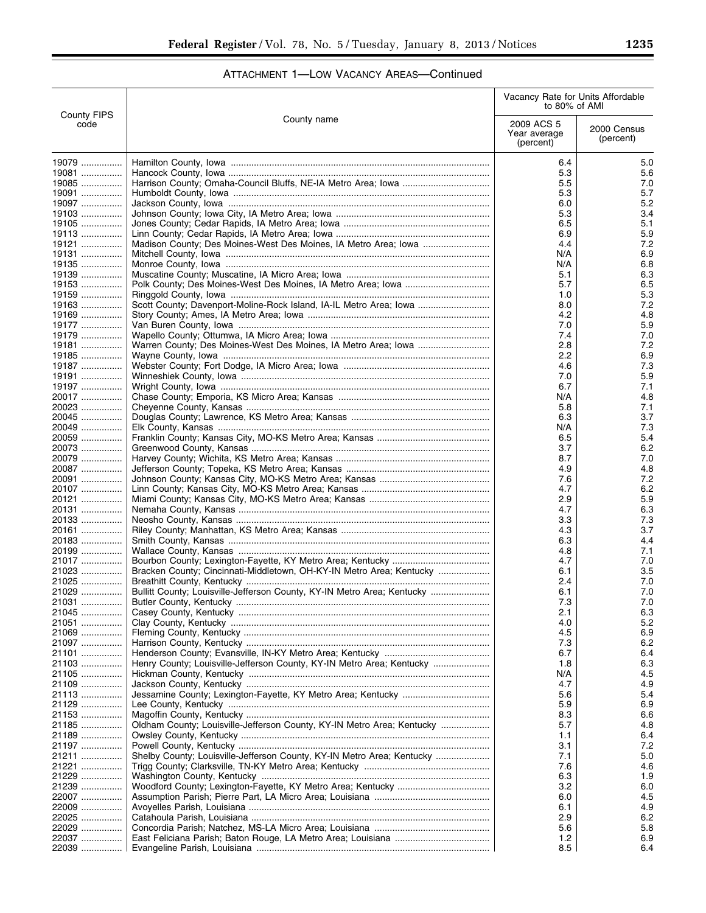## ATTACHMENT 1—LOW VACANCY AREAS—Continued

| County FIPS code | County name | Vacancy Rate for Units Affordable to 80% of AMI | |
|---|---|---|---|
| | | 2009 ACS 5 Year average (percent) | 2000 Census (percent) |
| 19079 | Hamilton County, Iowa | 6.4 | 5.0 |
| 19081 | Hancock County, Iowa | 5.3 | 5.6 |
| 19085 | Harrison County; Omaha-Council Bluffs, NE-IA Metro Area; Iowa | 5.5 | 7.0 |
| 19091 | Humboldt County, Iowa | 5.3 | 5.7 |
| 19097 | Jackson County, Iowa | 6.0 | 5.2 |
| 19103 | Johnson County; Iowa City, IA Metro Area; Iowa | 5.3 | 3.4 |
| 19105 | Jones County; Cedar Rapids, IA Metro Area; Iowa | 6.5 | 5.1 |
| 19113 | Linn County; Cedar Rapids, IA Metro Area; Iowa | 6.9 | 5.9 |
| 19121 | Madison County; Des Moines-West Des Moines, IA Metro Area; Iowa | 4.4 | 7.2 |
| 19131 | Mitchell County, Iowa | N/A | 6.9 |
| 19135 | Monroe County, Iowa | N/A | 6.8 |
| 19139 | Muscatine County; Muscatine, IA Micro Area; Iowa | 5.1 | 6.3 |
| 19153 | Polk County; Des Moines-West Des Moines, IA Metro Area; Iowa | 5.7 | 6.5 |
| 19159 | Ringgold County, Iowa | 1.0 | 5.3 |
| 19163 | Scott County; Davenport-Moline-Rock Island, IA-IL Metro Area; Iowa | 8.0 | 7.2 |
| 19169 | Story County; Ames, IA Metro Area; Iowa | 4.2 | 4.8 |
| 19177 | Van Buren County, Iowa | 7.0 | 5.9 |
| 19179 | Wapello County; Ottumwa, IA Micro Area; Iowa | 7.4 | 7.0 |
| 19181 | Warren County; Des Moines-West Des Moines, IA Metro Area; Iowa | 2.8 | 7.2 |
| 19185 | Wayne County, Iowa | 2.2 | 6.9 |
| 19187 | Webster County; Fort Dodge, IA Micro Area; Iowa | 4.6 | 7.3 |
| 19191 | Winneshiek County, Iowa | 7.0 | 5.9 |
| 19197 | Wright County, Iowa | 6.7 | 7.1 |
| 20017 | Chase County; Emporia, KS Micro Area; Kansas | N/A | 4.8 |
| 20023 | Cheyenne County, Kansas | 5.8 | 7.1 |
| 20045 | Douglas County; Lawrence, KS Metro Area; Kansas | 6.3 | 3.7 |
| 20049 | Elk County, Kansas | N/A | 7.3 |
| 20059 | Franklin County; Kansas City, MO-KS Metro Area; Kansas | 6.5 | 5.4 |
| 20073 | Greenwood County, Kansas | 3.7 | 6.2 |
| 20079 | Harvey County; Wichita, KS Metro Area; Kansas | 8.7 | 7.0 |
| 20087 | Jefferson County; Topeka, KS Metro Area; Kansas | 4.9 | 4.8 |
| 20091 | Johnson County; Kansas City, MO-KS Metro Area; Kansas | 7.6 | 7.2 |
| 20107 | Linn County; Kansas City, MO-KS Metro Area; Kansas | 4.7 | 6.2 |
| 20121 | Miami County; Kansas City, MO-KS Metro Area; Kansas | 2.9 | 5.9 |
| 20131 | Nemaha County, Kansas | 4.7 | 6.3 |
| 20133 | Neosho County, Kansas | 3.3 | 7.3 |
| 20161 | Riley County; Manhattan, KS Metro Area; Kansas | 4.3 | 3.7 |
| 20183 | Smith County, Kansas | 6.3 | 4.4 |
| 20199 | Wallace County, Kansas | 4.8 | 7.1 |
| 21017 | Bourbon County; Lexington-Fayette, KY Metro Area; Kentucky | 4.7 | 7.0 |
| 21023 | Bracken County; Cincinnati-Middletown, OH-KY-IN Metro Area; Kentucky | 6.1 | 3.5 |
| 21025 | Breathitt County, Kentucky | 2.4 | 7.0 |
| 21029 | Bullitt County; Louisville-Jefferson County, KY-IN Metro Area; Kentucky | 6.1 | 7.0 |
| 21031 | Butler County, Kentucky | 7.3 | 7.0 |
| 21045 | Casey County, Kentucky | 2.1 | 6.3 |
| 21051 | Clay County, Kentucky | 4.0 | 5.2 |
| 21069 | Fleming County, Kentucky | 4.5 | 6.9 |
| 21097 | Harrison County, Kentucky | 7.3 | 6.2 |
| 21101 | Henderson County; Evansville, IN-KY Metro Area; Kentucky | 6.7 | 6.4 |
| 21103 | Henry County; Louisville-Jefferson County, KY-IN Metro Area; Kentucky | 1.8 | 6.3 |
| 21105 | Hickman County, Kentucky | N/A | 4.5 |
| 21109 | Jackson County, Kentucky | 4.7 | 4.9 |
| 21113 | Jessamine County; Lexington-Fayette, KY Metro Area; Kentucky | 5.6 | 5.4 |
| 21129 | Lee County, Kentucky | 5.9 | 6.9 |
| 21153 | Magoffin County, Kentucky | 8.3 | 6.6 |
| 21185 | Oldham County; Louisville-Jefferson County, KY-IN Metro Area; Kentucky | 5.7 | 4.8 |
| 21189 | Owsley County, Kentucky | 1.1 | 6.4 |
| 21197 | Powell County, Kentucky | 3.1 | 7.2 |
| 21211 | Shelby County; Louisville-Jefferson County, KY-IN Metro Area; Kentucky | 7.1 | 5.0 |
| 21221 | Trigg County; Clarksville, TN-KY Metro Area; Kentucky | 7.6 | 4.6 |
| 21229 | Washington County, Kentucky | 6.3 | 1.9 |
| 21239 | Woodford County; Lexington-Fayette, KY Metro Area; Kentucky | 3.2 | 6.0 |
| 22007 | Assumption Parish; Pierre Part, LA Micro Area; Louisiana | 6.0 | 4.5 |
| 22009 | Avoyelles Parish, Louisiana | 6.1 | 4.9 |
| 22025 | Catahoula Parish, Louisiana | 2.9 | 6.2 |
| 22029 | Concordia Parish; Natchez, MS-LA Micro Area; Louisiana | 5.6 | 5.8 |
| 22037 | East Feliciana Parish; Baton Rouge, LA Metro Area; Louisiana | 1.2 | 6.9 |
| 22039 | Evangeline Parish, Louisiana | 8.5 | 6.4 |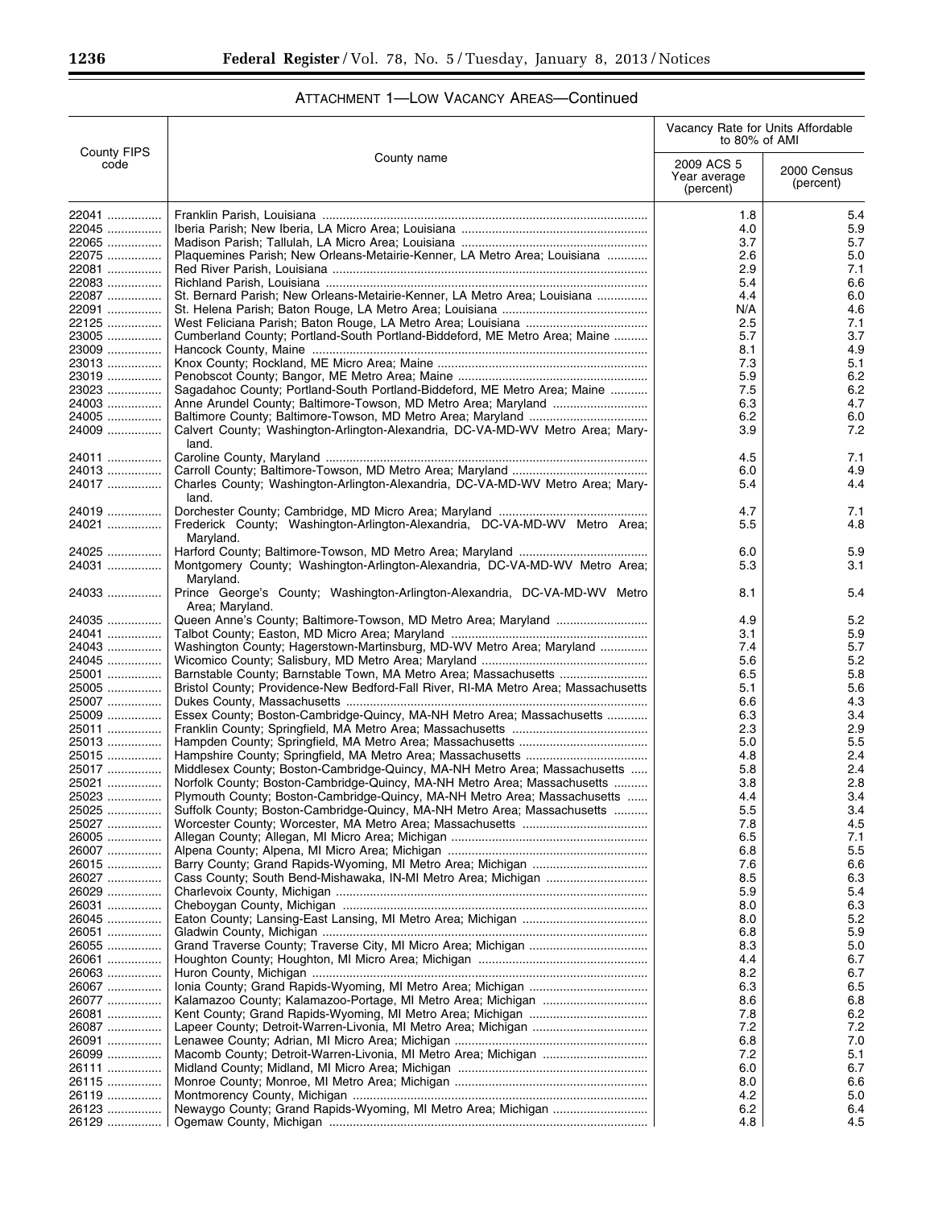## ATTACHMENT 1—LOW VACANCY AREAS—Continued

| County FIPS code | County name | Vacancy Rate for Units Affordable to 80% of AMI | |
|---|---|---|---|
| | | 2009 ACS 5 Year average (percent) | 2000 Census (percent) |
| 22041 | Franklin Parish, Louisiana | 1.8 | 5.4 |
| 22045 | Iberia Parish; New Iberia, LA Micro Area; Louisiana | 4.0 | 5.9 |
| 22065 | Madison Parish; Tallulah, LA Micro Area; Louisiana | 3.7 | 5.7 |
| 22075 | Plaquemines Parish; New Orleans-Metairie-Kenner, LA Metro Area; Louisiana | 2.6 | 5.0 |
| 22081 | Red River Parish, Louisiana | 2.9 | 7.1 |
| 22083 | Richland Parish, Louisiana | 5.4 | 6.6 |
| 22087 | St. Bernard Parish; New Orleans-Metairie-Kenner, LA Metro Area; Louisiana | 4.4 | 6.0 |
| 22091 | St. Helena Parish; Baton Rouge, LA Metro Area; Louisiana | N/A | 4.6 |
| 22125 | West Feliciana Parish; Baton Rouge, LA Metro Area; Louisiana | 2.5 | 7.1 |
| 23005 | Cumberland County; Portland-South Portland-Biddeford, ME Metro Area; Maine | 5.7 | 3.7 |
| 23009 | Hancock County, Maine | 8.1 | 4.9 |
| 23013 | Knox County; Rockland, ME Micro Area; Maine | 7.3 | 5.1 |
| 23019 | Penobscot County; Bangor, ME Metro Area; Maine | 5.9 | 6.2 |
| 23023 | Sagadahoc County; Portland-South Portland-Biddeford, ME Metro Area; Maine | 7.5 | 6.2 |
| 24003 | Anne Arundel County; Baltimore-Towson, MD Metro Area; Maryland | 6.3 | 4.7 |
| 24005 | Baltimore County; Baltimore-Towson, MD Metro Area; Maryland | 6.2 | 6.0 |
| 24009 | Calvert County; Washington-Arlington-Alexandria, DC-VA-MD-WV Metro Area; Maryland. | 3.9 | 7.2 |
| 24011 | Caroline County, Maryland | 4.5 | 7.1 |
| 24013 | Carroll County; Baltimore-Towson, MD Metro Area; Maryland | 6.0 | 4.9 |
| 24017 | Charles County; Washington-Arlington-Alexandria, DC-VA-MD-WV Metro Area; Maryland. | 5.4 | 4.4 |
| 24019 | Dorchester County; Cambridge, MD Micro Area; Maryland | 4.7 | 7.1 |
| 24021 | Frederick County; Washington-Arlington-Alexandria, DC-VA-MD-WV Metro Area; Maryland. | 5.5 | 4.8 |
| 24025 | Harford County; Baltimore-Towson, MD Metro Area; Maryland | 6.0 | 5.9 |
| 24031 | Montgomery County; Washington-Arlington-Alexandria, DC-VA-MD-WV Metro Area; Maryland. | 5.3 | 3.1 |
| 24033 | Prince George's County; Washington-Arlington-Alexandria, DC-VA-MD-WV Metro Area; Maryland. | 8.1 | 5.4 |
| 24035 | Queen Anne's County; Baltimore-Towson, MD Metro Area; Maryland | 4.9 | 5.2 |
| 24041 | Talbot County; Easton, MD Micro Area; Maryland | 3.1 | 5.9 |
| 24043 | Washington County; Hagerstown-Martinsburg, MD-WV Metro Area; Maryland | 7.4 | 5.7 |
| 24045 | Wicomico County; Salisbury, MD Metro Area; Maryland | 5.6 | 5.2 |
| 25001 | Barnstable County; Barnstable Town, MA Metro Area; Massachusetts | 6.5 | 5.8 |
| 25005 | Bristol County; Providence-New Bedford-Fall River, RI-MA Metro Area; Massachusetts | 5.1 | 5.6 |
| 25007 | Dukes County, Massachusetts | 6.6 | 4.3 |
| 25009 | Essex County; Boston-Cambridge-Quincy, MA-NH Metro Area; Massachusetts | 6.3 | 3.4 |
| 25011 | Franklin County; Springfield, MA Metro Area; Massachusetts | 2.3 | 2.9 |
| 25013 | Hampden County; Springfield, MA Metro Area; Massachusetts | 5.0 | 5.5 |
| 25015 | Hampshire County; Springfield, MA Metro Area; Massachusetts | 4.8 | 2.4 |
| 25017 | Middlesex County; Boston-Cambridge-Quincy, MA-NH Metro Area; Massachusetts | 5.8 | 2.4 |
| 25021 | Norfolk County; Boston-Cambridge-Quincy, MA-NH Metro Area; Massachusetts | 3.8 | 2.8 |
| 25023 | Plymouth County; Boston-Cambridge-Quincy, MA-NH Metro Area; Massachusetts | 4.4 | 3.4 |
| 25025 | Suffolk County; Boston-Cambridge-Quincy, MA-NH Metro Area; Massachusetts | 5.5 | 3.4 |
| 25027 | Worcester County; Worcester, MA Metro Area; Massachusetts | 7.8 | 4.5 |
| 26005 | Allegan County; Allegan, MI Micro Area; Michigan | 6.5 | 7.1 |
| 26007 | Alpena County; Alpena, MI Micro Area; Michigan | 6.8 | 5.5 |
| 26015 | Barry County; Grand Rapids-Wyoming, MI Metro Area; Michigan | 7.6 | 6.6 |
| 26027 | Cass County; South Bend-Mishawaka, IN-MI Metro Area; Michigan | 8.5 | 6.3 |
| 26029 | Charlevoix County, Michigan | 5.9 | 5.4 |
| 26031 | Cheboygan County, Michigan | 8.0 | 6.3 |
| 26045 | Eaton County; Lansing-East Lansing, MI Metro Area; Michigan | 8.0 | 5.2 |
| 26051 | Gladwin County, Michigan | 6.8 | 5.9 |
| 26055 | Grand Traverse County; Traverse City, MI Micro Area; Michigan | 8.3 | 5.0 |
| 26061 | Houghton County; Houghton, MI Micro Area; Michigan | 4.4 | 6.7 |
| 26063 | Huron County, Michigan | 8.2 | 6.7 |
| 26067 | Ionia County; Grand Rapids-Wyoming, MI Metro Area; Michigan | 6.3 | 6.5 |
| 26077 | Kalamazoo County; Kalamazoo-Portage, MI Metro Area; Michigan | 8.6 | 6.8 |
| 26081 | Kent County; Grand Rapids-Wyoming, MI Metro Area; Michigan | 7.8 | 6.2 |
| 26087 | Lapeer County; Detroit-Warren-Livonia, MI Metro Area; Michigan | 7.2 | 7.2 |
| 26091 | Lenawee County; Adrian, MI Micro Area; Michigan | 6.8 | 7.0 |
| 26099 | Macomb County; Detroit-Warren-Livonia, MI Metro Area; Michigan | 7.2 | 5.1 |
| 26111 | Midland County; Midland, MI Micro Area; Michigan | 6.0 | 6.7 |
| 26115 | Monroe County; Monroe, MI Metro Area; Michigan | 8.0 | 6.6 |
| 26119 | Montmorency County, Michigan | 4.2 | 5.0 |
| 26123 | Newaygo County; Grand Rapids-Wyoming, MI Metro Area; Michigan | 6.2 | 6.4 |
| 26129 | Ogemaw County, Michigan | 4.8 | 4.5 |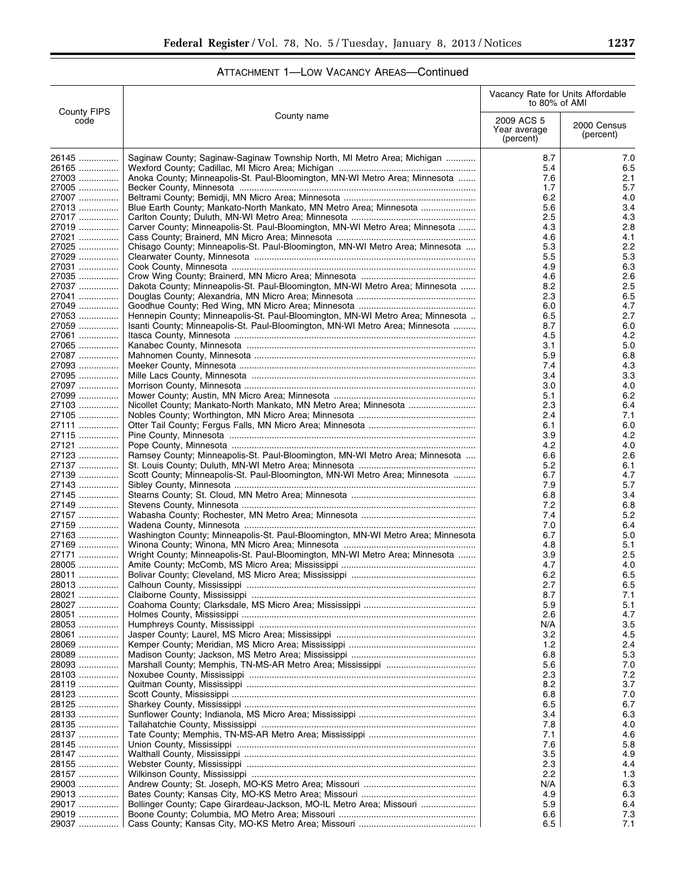## ATTACHMENT 1—LOW VACANCY AREAS—Continued

| County FIPS code | County name | Vacancy Rate for Units Affordable to 80% of AMI | |
|---|---|---|---|
| | | 2009 ACS 5 Year average (percent) | 2000 Census (percent) |
| 26145 | Saginaw County; Saginaw-Saginaw Township North, MI Metro Area; Michigan | 8.7 | 7.0 |
| 26165 | Wexford County; Cadillac, MI Micro Area; Michigan | 5.4 | 6.5 |
| 27003 | Anoka County; Minneapolis-St. Paul-Bloomington, MN-WI Metro Area; Minnesota | 7.6 | 2.1 |
| 27005 | Becker County, Minnesota | 1.7 | 5.7 |
| 27007 | Beltrami County; Bemidji, MN Micro Area; Minnesota | 6.2 | 4.0 |
| 27013 | Blue Earth County; Mankato-North Mankato, MN Metro Area; Minnesota | 5.6 | 3.4 |
| 27017 | Carlton County; Duluth, MN-WI Metro Area; Minnesota | 2.5 | 4.3 |
| 27019 | Carver County; Minneapolis-St. Paul-Bloomington, MN-WI Metro Area; Minnesota | 4.3 | 2.8 |
| 27021 | Cass County; Brainerd, MN Micro Area; Minnesota | 4.6 | 4.1 |
| 27025 | Chisago County; Minneapolis-St. Paul-Bloomington, MN-WI Metro Area; Minnesota | 5.3 | 2.2 |
| 27029 | Clearwater County, Minnesota | 5.5 | 5.3 |
| 27031 | Cook County, Minnesota | 4.9 | 6.3 |
| 27035 | Crow Wing County; Brainerd, MN Micro Area; Minnesota | 4.6 | 2.6 |
| 27037 | Dakota County; Minneapolis-St. Paul-Bloomington, MN-WI Metro Area; Minnesota | 8.2 | 2.5 |
| 27041 | Douglas County; Alexandria, MN Micro Area; Minnesota | 2.3 | 6.5 |
| 27049 | Goodhue County; Red Wing, MN Micro Area; Minnesota | 6.0 | 4.7 |
| 27053 | Hennepin County; Minneapolis-St. Paul-Bloomington, MN-WI Metro Area; Minnesota | 6.5 | 2.7 |
| 27059 | Isanti County; Minneapolis-St. Paul-Bloomington, MN-WI Metro Area; Minnesota | 8.7 | 6.0 |
| 27061 | Itasca County, Minnesota | 4.5 | 4.2 |
| 27065 | Kanabec County, Minnesota | 3.1 | 5.0 |
| 27087 | Mahnomen County, Minnesota | 5.9 | 6.8 |
| 27093 | Meeker County, Minnesota | 7.4 | 4.3 |
| 27095 | Mille Lacs County, Minnesota | 3.4 | 3.3 |
| 27097 | Morrison County, Minnesota | 3.0 | 4.0 |
| 27099 | Mower County; Austin, MN Micro Area; Minnesota | 5.1 | 6.2 |
| 27103 | Nicollet County; Mankato-North Mankato, MN Metro Area; Minnesota | 2.3 | 6.4 |
| 27105 | Nobles County; Worthington, MN Micro Area; Minnesota | 2.4 | 7.1 |
| 27111 | Otter Tail County; Fergus Falls, MN Micro Area; Minnesota | 6.1 | 6.0 |
| 27115 | Pine County, Minnesota | 3.9 | 4.2 |
| 27121 | Pope County, Minnesota | 4.2 | 4.0 |
| 27123 | Ramsey County; Minneapolis-St. Paul-Bloomington, MN-WI Metro Area; Minnesota | 6.6 | 2.6 |
| 27137 | St. Louis County; Duluth, MN-WI Metro Area; Minnesota | 5.2 | 6.1 |
| 27139 | Scott County; Minneapolis-St. Paul-Bloomington, MN-WI Metro Area; Minnesota | 6.7 | 4.7 |
| 27143 | Sibley County, Minnesota | 7.9 | 5.7 |
| 27145 | Stearns County; St. Cloud, MN Metro Area; Minnesota | 6.8 | 3.4 |
| 27149 | Stevens County, Minnesota | 7.2 | 6.8 |
| 27157 | Wabasha County; Rochester, MN Metro Area; Minnesota | 7.4 | 5.2 |
| 27159 | Wadena County, Minnesota | 7.0 | 6.4 |
| 27163 | Washington County; Minneapolis-St. Paul-Bloomington, MN-WI Metro Area; Minnesota | 6.7 | 5.0 |
| 27169 | Winona County; Winona, MN Micro Area; Minnesota | 4.8 | 5.1 |
| 27171 | Wright County; Minneapolis-St. Paul-Bloomington, MN-WI Metro Area; Minnesota | 3.9 | 2.5 |
| 28005 | Amite County; McComb, MS Micro Area; Mississippi | 4.7 | 4.0 |
| 28011 | Bolivar County; Cleveland, MS Micro Area; Mississippi | 6.2 | 6.5 |
| 28013 | Calhoun County, Mississippi | 2.7 | 6.5 |
| 28021 | Claiborne County, Mississippi | 8.7 | 7.1 |
| 28027 | Coahoma County; Clarksdale, MS Micro Area; Mississippi | 5.9 | 5.1 |
| 28051 | Holmes County, Mississippi | 2.6 | 4.7 |
| 28053 | Humphreys County, Mississippi | N/A | 3.5 |
| 28061 | Jasper County; Laurel, MS Micro Area; Mississippi | 3.2 | 4.5 |
| 28069 | Kemper County; Meridian, MS Micro Area; Mississippi | 1.2 | 2.4 |
| 28089 | Madison County; Jackson, MS Metro Area; Mississippi | 6.8 | 5.3 |
| 28093 | Marshall County; Memphis, TN-MS-AR Metro Area; Mississippi | 5.6 | 7.0 |
| 28103 | Noxubee County, Mississippi | 2.3 | 7.2 |
| 28119 | Quitman County, Mississippi | 8.2 | 3.7 |
| 28123 | Scott County, Mississippi | 6.8 | 7.0 |
| 28125 | Sharkey County, Mississippi | 6.5 | 6.7 |
| 28133 | Sunflower County; Indianola, MS Micro Area; Mississippi | 3.4 | 6.3 |
| 28135 | Tallahatchie County, Mississippi | 7.8 | 4.0 |
| 28137 | Tate County; Memphis, TN-MS-AR Metro Area; Mississippi | 7.1 | 4.6 |
| 28145 | Union County, Mississippi | 7.6 | 5.8 |
| 28147 | Walthall County, Mississippi | 3.5 | 4.9 |
| 28155 | Webster County, Mississippi | 2.3 | 4.4 |
| 28157 | Wilkinson County, Mississippi | 2.2 | 1.3 |
| 29003 | Andrew County; St. Joseph, MO-KS Metro Area; Missouri | N/A | 6.3 |
| 29013 | Bates County; Kansas City, MO-KS Metro Area; Missouri | 4.9 | 6.3 |
| 29017 | Bollinger County; Cape Girardeau-Jackson, MO-IL Metro Area; Missouri | 5.9 | 6.4 |
| 29019 | Boone County; Columbia, MO Metro Area; Missouri | 6.6 | 7.3 |
| 29037 | Cass County; Kansas City, MO-KS Metro Area; Missouri | 6.5 | 7.1 |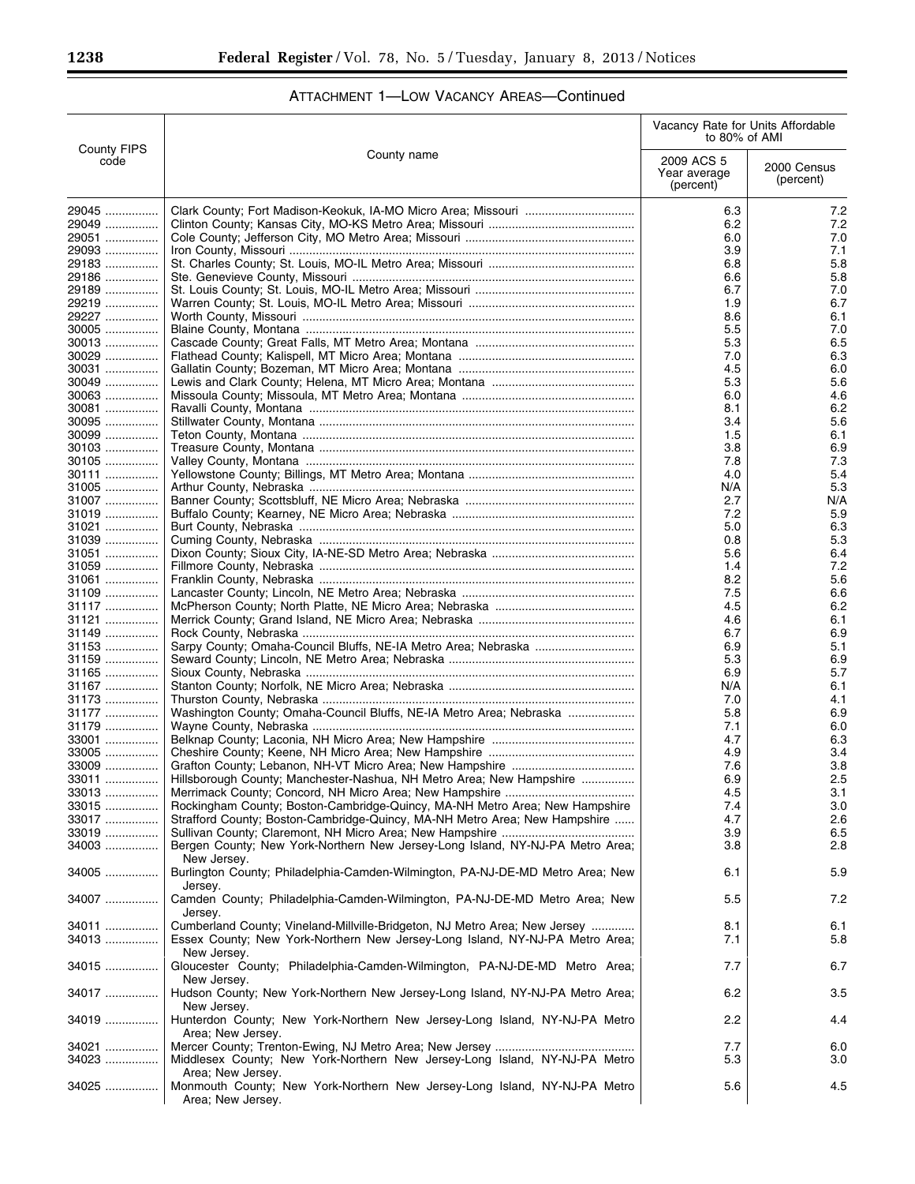## ATTACHMENT 1—LOW VACANCY AREAS—Continued

| County FIPS code | County name | Vacancy Rate for Units Affordable to 80% of AMI | |
|---|---|---|---|
| | | 2009 ACS 5 Year average (percent) | 2000 Census (percent) |
| 29045 | Clark County; Fort Madison-Keokuk, IA-MO Micro Area; Missouri | 6.3 | 7.2 |
| 29049 | Clinton County; Kansas City, MO-KS Metro Area; Missouri | 6.2 | 7.2 |
| 29051 | Cole County; Jefferson City, MO Metro Area; Missouri | 6.0 | 7.0 |
| 29093 | Iron County, Missouri | 3.9 | 7.1 |
| 29183 | St. Charles County; St. Louis, MO-IL Metro Area; Missouri | 6.8 | 5.8 |
| 29186 | Ste. Genevieve County, Missouri | 6.6 | 5.8 |
| 29189 | St. Louis County; St. Louis, MO-IL Metro Area; Missouri | 6.7 | 7.0 |
| 29219 | Warren County; St. Louis, MO-IL Metro Area; Missouri | 1.9 | 6.7 |
| 29227 | Worth County, Missouri | 8.6 | 6.1 |
| 30005 | Blaine County, Montana | 5.5 | 7.0 |
| 30013 | Cascade County; Great Falls, MT Metro Area; Montana | 5.3 | 6.5 |
| 30029 | Flathead County; Kalispell, MT Micro Area; Montana | 7.0 | 6.3 |
| 30031 | Gallatin County; Bozeman, MT Micro Area; Montana | 4.5 | 6.0 |
| 30049 | Lewis and Clark County; Helena, MT Micro Area; Montana | 5.3 | 5.6 |
| 30063 | Missoula County; Missoula, MT Metro Area; Montana | 6.0 | 4.6 |
| 30081 | Ravalli County, Montana | 8.1 | 6.2 |
| 30095 | Stillwater County, Montana | 3.4 | 5.6 |
| 30099 | Teton County, Montana | 1.5 | 6.1 |
| 30103 | Treasure County, Montana | 3.8 | 6.9 |
| 30105 | Valley County, Montana | 7.8 | 7.3 |
| 30111 | Yellowstone County; Billings, MT Metro Area; Montana | 4.0 | 5.4 |
| 31005 | Arthur County, Nebraska | N/A | 5.3 |
| 31007 | Banner County; Scottsbluff, NE Micro Area; Nebraska | 2.7 | N/A |
| 31019 | Buffalo County; Kearney, NE Micro Area; Nebraska | 7.2 | 5.9 |
| 31021 | Burt County, Nebraska | 5.0 | 6.3 |
| 31039 | Cuming County, Nebraska | 0.8 | 5.3 |
| 31051 | Dixon County; Sioux City, IA-NE-SD Metro Area; Nebraska | 5.6 | 6.4 |
| 31059 | Fillmore County, Nebraska | 1.4 | 7.2 |
| 31061 | Franklin County, Nebraska | 8.2 | 5.6 |
| 31109 | Lancaster County; Lincoln, NE Metro Area; Nebraska | 7.5 | 6.6 |
| 31117 | McPherson County; North Platte, NE Micro Area; Nebraska | 4.5 | 6.2 |
| 31121 | Merrick County; Grand Island, NE Micro Area; Nebraska | 4.6 | 6.1 |
| 31149 | Rock County, Nebraska | 6.7 | 6.9 |
| 31153 | Sarpy County; Omaha-Council Bluffs, NE-IA Metro Area; Nebraska | 6.9 | 5.1 |
| 31159 | Seward County; Lincoln, NE Metro Area; Nebraska | 5.3 | 6.9 |
| 31165 | Sioux County, Nebraska | 6.9 | 5.7 |
| 31167 | Stanton County; Norfolk, NE Micro Area; Nebraska | N/A | 6.1 |
| 31173 | Thurston County, Nebraska | 7.0 | 4.1 |
| 31177 | Washington County; Omaha-Council Bluffs, NE-IA Metro Area; Nebraska | 5.8 | 6.9 |
| 31179 | Wayne County, Nebraska | 7.1 | 6.0 |
| 33001 | Belknap County; Laconia, NH Micro Area; New Hampshire | 4.7 | 6.3 |
| 33005 | Cheshire County; Keene, NH Micro Area; New Hampshire | 4.9 | 3.4 |
| 33009 | Grafton County; Lebanon, NH-VT Micro Area; New Hampshire | 7.6 | 3.8 |
| 33011 | Hillsborough County; Manchester-Nashua, NH Metro Area; New Hampshire | 6.9 | 2.5 |
| 33013 | Merrimack County; Concord, NH Micro Area; New Hampshire | 4.5 | 3.1 |
| 33015 | Rockingham County; Boston-Cambridge-Quincy, MA-NH Metro Area; New Hampshire | 7.4 | 3.0 |
| 33017 | Strafford County; Boston-Cambridge-Quincy, MA-NH Metro Area; New Hampshire | 4.7 | 2.6 |
| 33019 | Sullivan County; Claremont, NH Micro Area; New Hampshire | 3.9 | 6.5 |
| 34003 | Bergen County; New York-Northern New Jersey-Long Island, NY-NJ-PA Metro Area; New Jersey. | 3.8 | 2.8 |
| 34005 | Burlington County; Philadelphia-Camden-Wilmington, PA-NJ-DE-MD Metro Area; New Jersey. | 6.1 | 5.9 |
| 34007 | Camden County; Philadelphia-Camden-Wilmington, PA-NJ-DE-MD Metro Area; New Jersey. | 5.5 | 7.2 |
| 34011 | Cumberland County; Vineland-Millville-Bridgeton, NJ Metro Area; New Jersey | 8.1 | 6.1 |
| 34013 | Essex County; New York-Northern New Jersey-Long Island, NY-NJ-PA Metro Area; New Jersey. | 7.1 | 5.8 |
| 34015 | Gloucester County; Philadelphia-Camden-Wilmington, PA-NJ-DE-MD Metro Area; New Jersey. | 7.7 | 6.7 |
| 34017 | Hudson County; New York-Northern New Jersey-Long Island, NY-NJ-PA Metro Area; New Jersey. | 6.2 | 3.5 |
| 34019 | Hunterdon County; New York-Northern New Jersey-Long Island, NY-NJ-PA Metro Area; New Jersey. | 2.2 | 4.4 |
| 34021 | Mercer County; Trenton-Ewing, NJ Metro Area; New Jersey | 7.7 | 6.0 |
| 34023 | Middlesex County; New York-Northern New Jersey-Long Island, NY-NJ-PA Metro Area; New Jersey. | 5.3 | 3.0 |
| 34025 | Monmouth County; New York-Northern New Jersey-Long Island, NY-NJ-PA Metro Area; New Jersey. | 5.6 | 4.5 |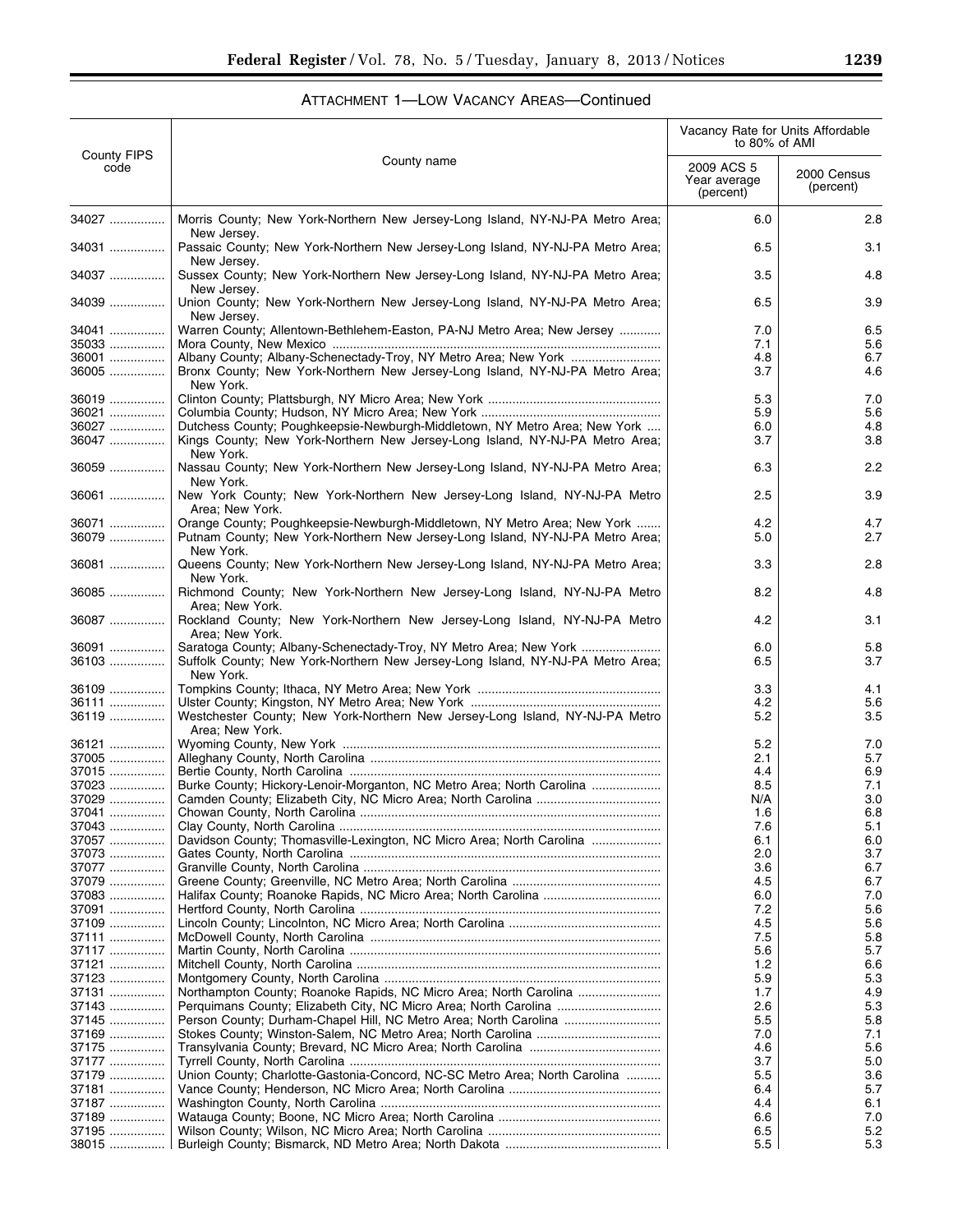## ATTACHMENT 1—LOW VACANCY AREAS—Continued

| County FIPS code | County name | Vacancy Rate for Units Affordable to 80% of AMI | |
|---|---|---|---|
| | | 2009 ACS 5 Year average (percent) | 2000 Census (percent) |
| 34027 | Morris County; New York-Northern New Jersey-Long Island, NY-NJ-PA Metro Area; New Jersey. | 6.0 | 2.8 |
| 34031 | Passaic County; New York-Northern New Jersey-Long Island, NY-NJ-PA Metro Area; New Jersey. | 6.5 | 3.1 |
| 34037 | Sussex County; New York-Northern New Jersey-Long Island, NY-NJ-PA Metro Area; New Jersey. | 3.5 | 4.8 |
| 34039 | Union County; New York-Northern New Jersey-Long Island, NY-NJ-PA Metro Area; New Jersey. | 6.5 | 3.9 |
| 34041 | Warren County; Allentown-Bethlehem-Easton, PA-NJ Metro Area; New Jersey | 7.0 | 6.5 |
| 35033 | Mora County, New Mexico | 7.1 | 5.6 |
| 36001 | Albany County; Albany-Schenectady-Troy, NY Metro Area; New York | 4.8 | 6.7 |
| 36005 | Bronx County; New York-Northern New Jersey-Long Island, NY-NJ-PA Metro Area; New York. | 3.7 | 4.6 |
| 36019 | Clinton County; Plattsburgh, NY Micro Area; New York | 5.3 | 7.0 |
| 36021 | Columbia County; Hudson, NY Micro Area; New York | 5.9 | 5.6 |
| 36027 | Dutchess County; Poughkeepsie-Newburgh-Middletown, NY Metro Area; New York | 6.0 | 4.8 |
| 36047 | Kings County; New York-Northern New Jersey-Long Island, NY-NJ-PA Metro Area; New York. | 3.7 | 3.8 |
| 36059 | Nassau County; New York-Northern New Jersey-Long Island, NY-NJ-PA Metro Area; New York. | 6.3 | 2.2 |
| 36061 | New York County; New York-Northern New Jersey-Long Island, NY-NJ-PA Metro Area; New York. | 2.5 | 3.9 |
| 36071 | Orange County; Poughkeepsie-Newburgh-Middletown, NY Metro Area; New York | 4.2 | 4.7 |
| 36079 | Putnam County; New York-Northern New Jersey-Long Island, NY-NJ-PA Metro Area; New York. | 5.0 | 2.7 |
| 36081 | Queens County; New York-Northern New Jersey-Long Island, NY-NJ-PA Metro Area; New York. | 3.3 | 2.8 |
| 36085 | Richmond County; New York-Northern New Jersey-Long Island, NY-NJ-PA Metro Area; New York. | 8.2 | 4.8 |
| 36087 | Rockland County; New York-Northern New Jersey-Long Island, NY-NJ-PA Metro Area; New York. | 4.2 | 3.1 |
| 36091 | Saratoga County; Albany-Schenectady-Troy, NY Metro Area; New York | 6.0 | 5.8 |
| 36103 | Suffolk County; New York-Northern New Jersey-Long Island, NY-NJ-PA Metro Area; New York. | 6.5 | 3.7 |
| 36109 | Tompkins County; Ithaca, NY Metro Area; New York | 3.3 | 4.1 |
| 36111 | Ulster County; Kingston, NY Metro Area; New York | 4.2 | 5.6 |
| 36119 | Westchester County; New York-Northern New Jersey-Long Island, NY-NJ-PA Metro Area; New York. | 5.2 | 3.5 |
| 36121 | Wyoming County, New York | 5.2 | 7.0 |
| 37005 | Alleghany County, North Carolina | 2.1 | 5.7 |
| 37015 | Bertie County, North Carolina | 4.4 | 6.9 |
| 37023 | Burke County; Hickory-Lenoir-Morganton, NC Metro Area; North Carolina | 8.5 | 7.1 |
| 37029 | Camden County; Elizabeth City, NC Micro Area; North Carolina | N/A | 3.0 |
| 37041 | Chowan County, North Carolina | 1.6 | 6.8 |
| 37043 | Clay County, North Carolina | 7.6 | 5.1 |
| 37057 | Davidson County; Thomasville-Lexington, NC Micro Area; North Carolina | 6.1 | 6.0 |
| 37073 | Gates County, North Carolina | 2.0 | 3.7 |
| 37077 | Granville County, North Carolina | 3.6 | 6.7 |
| 37079 | Greene County; Greenville, NC Metro Area; North Carolina | 4.5 | 6.7 |
| 37083 | Halifax County; Roanoke Rapids, NC Micro Area; North Carolina | 6.0 | 7.0 |
| 37091 | Hertford County, North Carolina | 7.2 | 5.6 |
| 37109 | Lincoln County; Lincolnton, NC Micro Area; North Carolina | 4.5 | 5.6 |
| 37111 | McDowell County, North Carolina | 7.5 | 5.8 |
| 37117 | Martin County, North Carolina | 5.6 | 5.7 |
| 37121 | Mitchell County, North Carolina | 1.2 | 6.6 |
| 37123 | Montgomery County, North Carolina | 5.9 | 5.3 |
| 37131 | Northampton County; Roanoke Rapids, NC Micro Area; North Carolina | 1.7 | 4.9 |
| 37143 | Perquimans County; Elizabeth City, NC Micro Area; North Carolina | 2.6 | 5.3 |
| 37145 | Person County; Durham-Chapel Hill, NC Metro Area; North Carolina | 5.5 | 5.8 |
| 37169 | Stokes County; Winston-Salem, NC Metro Area; North Carolina | 7.0 | 7.1 |
| 37175 | Transylvania County; Brevard, NC Micro Area; North Carolina | 4.6 | 5.6 |
| 37177 | Tyrrell County, North Carolina | 3.7 | 5.0 |
| 37179 | Union County; Charlotte-Gastonia-Concord, NC-SC Metro Area; North Carolina | 5.5 | 3.6 |
| 37181 | Vance County; Henderson, NC Micro Area; North Carolina | 6.4 | 5.7 |
| 37187 | Washington County, North Carolina | 4.4 | 6.1 |
| 37189 | Watauga County; Boone, NC Micro Area; North Carolina | 6.6 | 7.0 |
| 37195 | Wilson County; Wilson, NC Micro Area; North Carolina | 6.5 | 5.2 |
| 38015 | Burleigh County; Bismarck, ND Metro Area; North Dakota | 5.5 | 5.3 |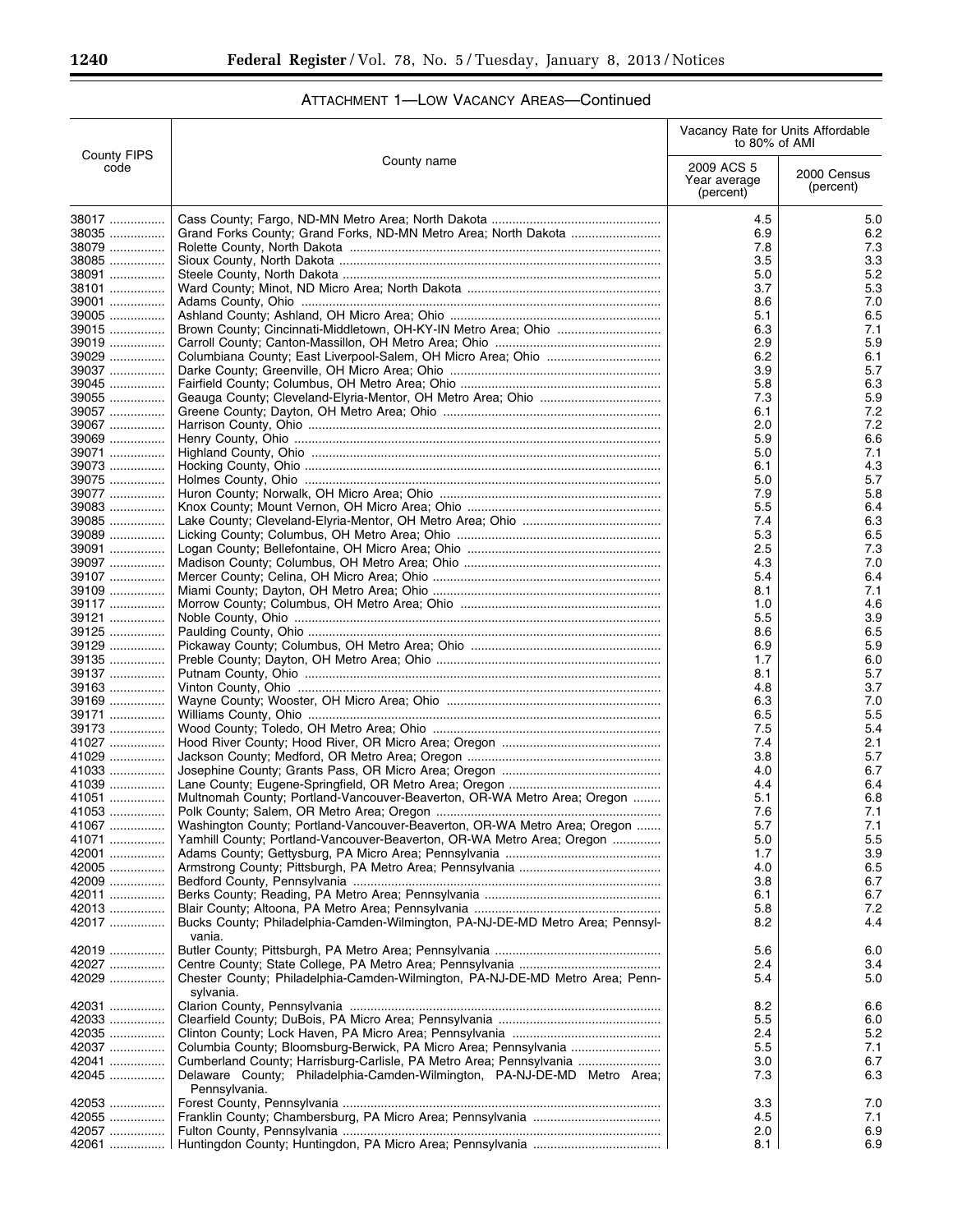## ATTACHMENT 1—LOW VACANCY AREAS—Continued

| County FIPS code | County name | Vacancy Rate for Units Affordable to 80% of AMI | |
|---|---|---|---|
| | | 2009 ACS 5 Year average (percent) | 2000 Census (percent) |
| 38017 | Cass County; Fargo, ND-MN Metro Area; North Dakota | 4.5 | 5.0 |
| 38035 | Grand Forks County; Grand Forks, ND-MN Metro Area; North Dakota | 6.9 | 6.2 |
| 38079 | Rolette County, North Dakota | 7.8 | 7.3 |
| 38085 | Sioux County, North Dakota | 3.5 | 3.3 |
| 38091 | Steele County, North Dakota | 5.0 | 5.2 |
| 38101 | Ward County; Minot, ND Micro Area; North Dakota | 3.7 | 5.3 |
| 39001 | Adams County, Ohio | 8.6 | 7.0 |
| 39005 | Ashland County; Ashland, OH Micro Area; Ohio | 5.1 | 6.5 |
| 39015 | Brown County; Cincinnati-Middletown, OH-KY-IN Metro Area; Ohio | 6.3 | 7.1 |
| 39019 | Carroll County; Canton-Massillon, OH Metro Area; Ohio | 2.9 | 5.9 |
| 39029 | Columbiana County; East Liverpool-Salem, OH Micro Area; Ohio | 6.2 | 6.1 |
| 39037 | Darke County; Greenville, OH Micro Area; Ohio | 3.9 | 5.7 |
| 39045 | Fairfield County; Columbus, OH Metro Area; Ohio | 5.8 | 6.3 |
| 39055 | Geauga County; Cleveland-Elyria-Mentor, OH Metro Area; Ohio | 7.3 | 5.9 |
| 39057 | Greene County; Dayton, OH Metro Area; Ohio | 6.1 | 7.2 |
| 39067 | Harrison County, Ohio | 2.0 | 7.2 |
| 39069 | Henry County, Ohio | 5.9 | 6.6 |
| 39071 | Highland County, Ohio | 5.0 | 7.1 |
| 39073 | Hocking County, Ohio | 6.1 | 4.3 |
| 39075 | Holmes County, Ohio | 5.0 | 5.7 |
| 39077 | Huron County; Norwalk, OH Micro Area; Ohio | 7.9 | 5.8 |
| 39083 | Knox County; Mount Vernon, OH Micro Area; Ohio | 5.5 | 6.4 |
| 39085 | Lake County; Cleveland-Elyria-Mentor, OH Metro Area; Ohio | 7.4 | 6.3 |
| 39089 | Licking County; Columbus, OH Metro Area; Ohio | 5.3 | 6.5 |
| 39091 | Logan County; Bellefontaine, OH Micro Area; Ohio | 2.5 | 7.3 |
| 39097 | Madison County; Columbus, OH Metro Area; Ohio | 4.3 | 7.0 |
| 39107 | Mercer County; Celina, OH Micro Area; Ohio | 5.4 | 6.4 |
| 39109 | Miami County; Dayton, OH Metro Area; Ohio | 8.1 | 7.1 |
| 39117 | Morrow County; Columbus, OH Metro Area; Ohio | 1.0 | 4.6 |
| 39121 | Noble County, Ohio | 5.5 | 3.9 |
| 39125 | Paulding County, Ohio | 8.6 | 6.5 |
| 39129 | Pickaway County; Columbus, OH Metro Area; Ohio | 6.9 | 5.9 |
| 39135 | Preble County; Dayton, OH Metro Area; Ohio | 1.7 | 6.0 |
| 39137 | Putnam County, Ohio | 8.1 | 5.7 |
| 39163 | Vinton County, Ohio | 4.8 | 3.7 |
| 39169 | Wayne County; Wooster, OH Micro Area; Ohio | 6.3 | 7.0 |
| 39171 | Williams County, Ohio | 6.5 | 5.5 |
| 39173 | Wood County; Toledo, OH Metro Area; Ohio | 7.5 | 5.4 |
| 41027 | Hood River County; Hood River, OR Micro Area; Oregon | 7.4 | 2.1 |
| 41029 | Jackson County; Medford, OR Metro Area; Oregon | 3.8 | 5.7 |
| 41033 | Josephine County; Grants Pass, OR Micro Area; Oregon | 4.0 | 6.7 |
| 41039 | Lane County; Eugene-Springfield, OR Metro Area; Oregon | 4.4 | 6.4 |
| 41051 | Multnomah County; Portland-Vancouver-Beaverton, OR-WA Metro Area; Oregon | 5.1 | 6.8 |
| 41053 | Polk County; Salem, OR Metro Area; Oregon | 7.6 | 7.1 |
| 41067 | Washington County; Portland-Vancouver-Beaverton, OR-WA Metro Area; Oregon | 5.7 | 7.1 |
| 41071 | Yamhill County; Portland-Vancouver-Beaverton, OR-WA Metro Area; Oregon | 5.0 | 5.5 |
| 42001 | Adams County; Gettysburg, PA Micro Area; Pennsylvania | 1.7 | 3.9 |
| 42005 | Armstrong County; Pittsburgh, PA Metro Area; Pennsylvania | 4.0 | 6.5 |
| 42009 | Bedford County, Pennsylvania | 3.8 | 6.7 |
| 42011 | Berks County; Reading, PA Metro Area; Pennsylvania | 6.1 | 6.7 |
| 42013 | Blair County; Altoona, PA Metro Area; Pennsylvania | 5.8 | 7.2 |
| 42017 | Bucks County; Philadelphia-Camden-Wilmington, PA-NJ-DE-MD Metro Area; Pennsylvania. | 8.2 | 4.4 |
| 42019 | Butler County; Pittsburgh, PA Metro Area; Pennsylvania | 5.6 | 6.0 |
| 42027 | Centre County; State College, PA Metro Area; Pennsylvania | 2.4 | 3.4 |
| 42029 | Chester County; Philadelphia-Camden-Wilmington, PA-NJ-DE-MD Metro Area; Pennsylvania. | 5.4 | 5.0 |
| 42031 | Clarion County, Pennsylvania | 8.2 | 6.6 |
| 42033 | Clearfield County; DuBois, PA Micro Area; Pennsylvania | 5.5 | 6.0 |
| 42035 | Clinton County; Lock Haven, PA Micro Area; Pennsylvania | 2.4 | 5.2 |
| 42037 | Columbia County; Bloomsburg-Berwick, PA Micro Area; Pennsylvania | 5.5 | 7.1 |
| 42041 | Cumberland County; Harrisburg-Carlisle, PA Metro Area; Pennsylvania | 3.0 | 6.7 |
| 42045 | Delaware County; Philadelphia-Camden-Wilmington, PA-NJ-DE-MD Metro Area; Pennsylvania. | 7.3 | 6.3 |
| 42053 | Forest County, Pennsylvania | 3.3 | 7.0 |
| 42055 | Franklin County; Chambersburg, PA Micro Area; Pennsylvania | 4.5 | 7.1 |
| 42057 | Fulton County, Pennsylvania | 2.0 | 6.9 |
| 42061 | Huntingdon County; Huntingdon, PA Micro Area; Pennsylvania | 8.1 | 6.9 |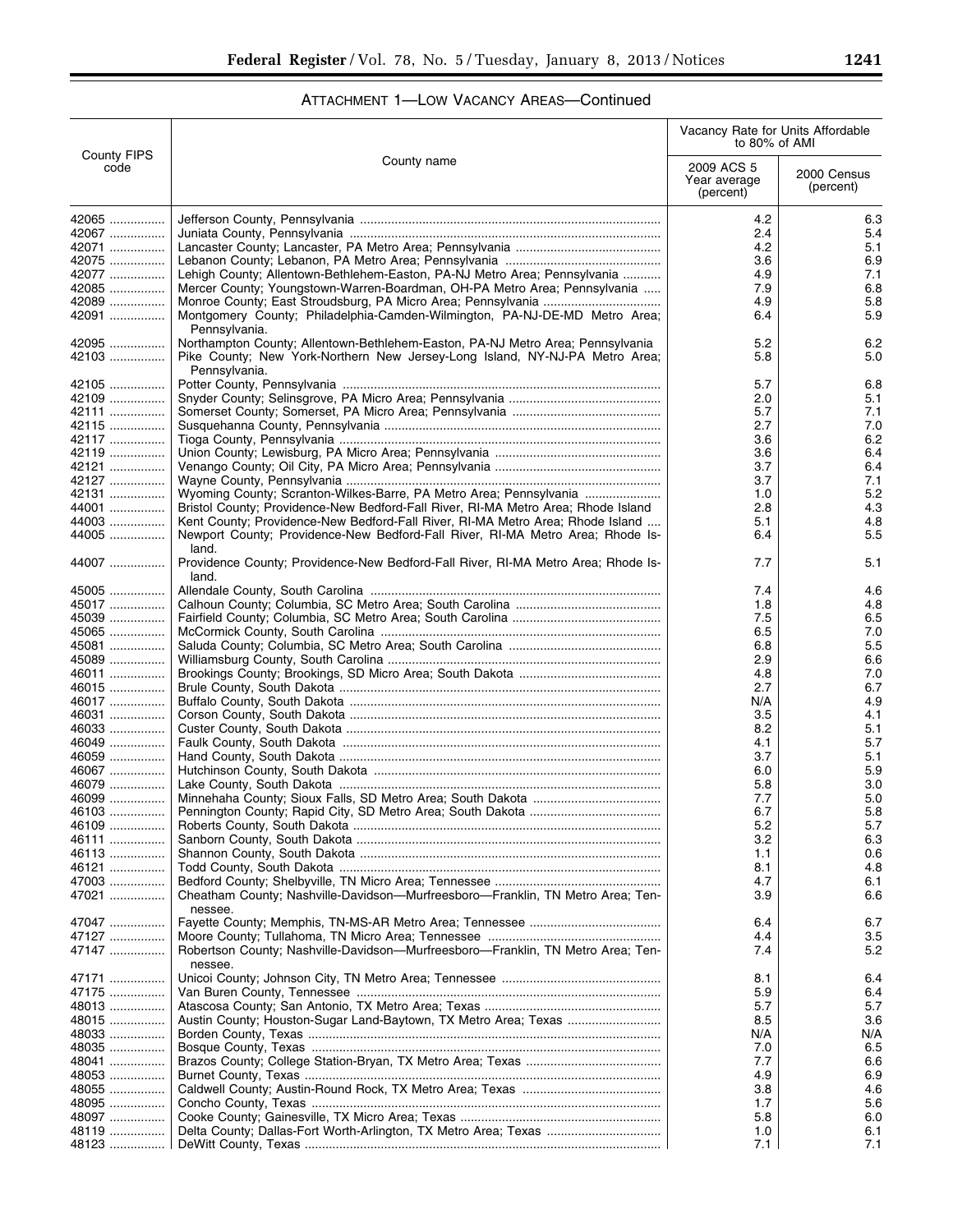## ATTACHMENT 1—LOW VACANCY AREAS—Continued

| County FIPS code | County name | Vacancy Rate for Units Affordable to 80% of AMI | |
|---|---|---|---|
| | | 2009 ACS 5 Year average (percent) | 2000 Census (percent) |
| 42065 | Jefferson County, Pennsylvania | 4.2 | 6.3 |
| 42067 | Juniata County, Pennsylvania | 2.4 | 5.4 |
| 42071 | Lancaster County; Lancaster, PA Metro Area; Pennsylvania | 4.2 | 5.1 |
| 42075 | Lebanon County; Lebanon, PA Metro Area; Pennsylvania | 3.6 | 6.9 |
| 42077 | Lehigh County; Allentown-Bethlehem-Easton, PA-NJ Metro Area; Pennsylvania | 4.9 | 7.1 |
| 42085 | Mercer County; Youngstown-Warren-Boardman, OH-PA Metro Area; Pennsylvania | 7.9 | 6.8 |
| 42089 | Monroe County; East Stroudsburg, PA Micro Area; Pennsylvania | 4.9 | 5.8 |
| 42091 | Montgomery County; Philadelphia-Camden-Wilmington, PA-NJ-DE-MD Metro Area; Pennsylvania. | 6.4 | 5.9 |
| 42095 | Northampton County; Allentown-Bethlehem-Easton, PA-NJ Metro Area; Pennsylvania | 5.2 | 6.2 |
| 42103 | Pike County; New York-Northern New Jersey-Long Island, NY-NJ-PA Metro Area; Pennsylvania. | 5.8 | 5.0 |
| 42105 | Potter County, Pennsylvania | 5.7 | 6.8 |
| 42109 | Snyder County; Selinsgrove, PA Micro Area; Pennsylvania | 2.0 | 5.1 |
| 42111 | Somerset County; Somerset, PA Micro Area; Pennsylvania | 5.7 | 7.1 |
| 42115 | Susquehanna County, Pennsylvania | 2.7 | 7.0 |
| 42117 | Tioga County, Pennsylvania | 3.6 | 6.2 |
| 42119 | Union County; Lewisburg, PA Micro Area; Pennsylvania | 3.6 | 6.4 |
| 42121 | Venango County; Oil City, PA Micro Area; Pennsylvania | 3.7 | 6.4 |
| 42127 | Wayne County, Pennsylvania | 3.7 | 7.1 |
| 42131 | Wyoming County; Scranton-Wilkes-Barre, PA Metro Area; Pennsylvania | 1.0 | 5.2 |
| 44001 | Bristol County; Providence-New Bedford-Fall River, RI-MA Metro Area; Rhode Island | 2.8 | 4.3 |
| 44003 | Kent County; Providence-New Bedford-Fall River, RI-MA Metro Area; Rhode Island | 5.1 | 4.8 |
| 44005 | Newport County; Providence-New Bedford-Fall River, RI-MA Metro Area; Rhode Island. | 6.4 | 5.5 |
| 44007 | Providence County; Providence-New Bedford-Fall River, RI-MA Metro Area; Rhode Island. | 7.7 | 5.1 |
| 45005 | Allendale County, South Carolina | 7.4 | 4.6 |
| 45017 | Calhoun County; Columbia, SC Metro Area; South Carolina | 1.8 | 4.8 |
| 45039 | Fairfield County; Columbia, SC Metro Area; South Carolina | 7.5 | 6.5 |
| 45065 | McCormick County, South Carolina | 6.5 | 7.0 |
| 45081 | Saluda County; Columbia, SC Metro Area; South Carolina | 6.8 | 5.5 |
| 45089 | Williamsburg County, South Carolina | 2.9 | 6.6 |
| 46011 | Brookings County; Brookings, SD Micro Area; South Dakota | 4.8 | 7.0 |
| 46015 | Brule County, South Dakota | 2.7 | 6.7 |
| 46017 | Buffalo County, South Dakota | N/A | 4.9 |
| 46031 | Corson County, South Dakota | 3.5 | 4.1 |
| 46033 | Custer County, South Dakota | 8.2 | 5.1 |
| 46049 | Faulk County, South Dakota | 4.1 | 5.7 |
| 46059 | Hand County, South Dakota | 3.7 | 5.1 |
| 46067 | Hutchinson County, South Dakota | 6.0 | 5.9 |
| 46079 | Lake County, South Dakota | 5.8 | 3.0 |
| 46099 | Minnehaha County; Sioux Falls, SD Metro Area; South Dakota | 7.7 | 5.0 |
| 46103 | Pennington County; Rapid City, SD Metro Area; South Dakota | 6.7 | 5.8 |
| 46109 | Roberts County, South Dakota | 5.2 | 5.7 |
| 46111 | Sanborn County, South Dakota | 3.2 | 6.3 |
| 46113 | Shannon County, South Dakota | 1.1 | 0.6 |
| 46121 | Todd County, South Dakota | 8.1 | 4.8 |
| 47003 | Bedford County; Shelbyville, TN Micro Area; Tennessee | 4.7 | 6.1 |
| 47021 | Cheatham County; Nashville-Davidson—Murfreesboro—Franklin, TN Metro Area; Tennessee. | 3.9 | 6.6 |
| 47047 | Fayette County; Memphis, TN-MS-AR Metro Area; Tennessee | 6.4 | 6.7 |
| 47127 | Moore County; Tullahoma, TN Micro Area; Tennessee | 4.4 | 3.5 |
| 47147 | Robertson County; Nashville-Davidson—Murfreesboro—Franklin, TN Metro Area; Tennessee. | 7.4 | 5.2 |
| 47171 | Unicoi County; Johnson City, TN Metro Area; Tennessee | 8.1 | 6.4 |
| 47175 | Van Buren County, Tennessee | 5.9 | 6.4 |
| 48013 | Atascosa County; San Antonio, TX Metro Area; Texas | 5.7 | 5.7 |
| 48015 | Austin County; Houston-Sugar Land-Baytown, TX Metro Area; Texas | 8.5 | 3.6 |
| 48033 | Borden County, Texas | N/A | N/A |
| 48035 | Bosque County, Texas | 7.0 | 6.5 |
| 48041 | Brazos County; College Station-Bryan, TX Metro Area; Texas | 7.7 | 6.6 |
| 48053 | Burnet County, Texas | 4.9 | 6.9 |
| 48055 | Caldwell County; Austin-Round Rock, TX Metro Area; Texas | 3.8 | 4.6 |
| 48095 | Concho County, Texas | 1.7 | 5.6 |
| 48097 | Cooke County; Gainesville, TX Micro Area; Texas | 5.8 | 6.0 |
| 48119 | Delta County; Dallas-Fort Worth-Arlington, TX Metro Area; Texas | 1.0 | 6.1 |
| 48123 | DeWitt County, Texas | 7.1 | 7.1 |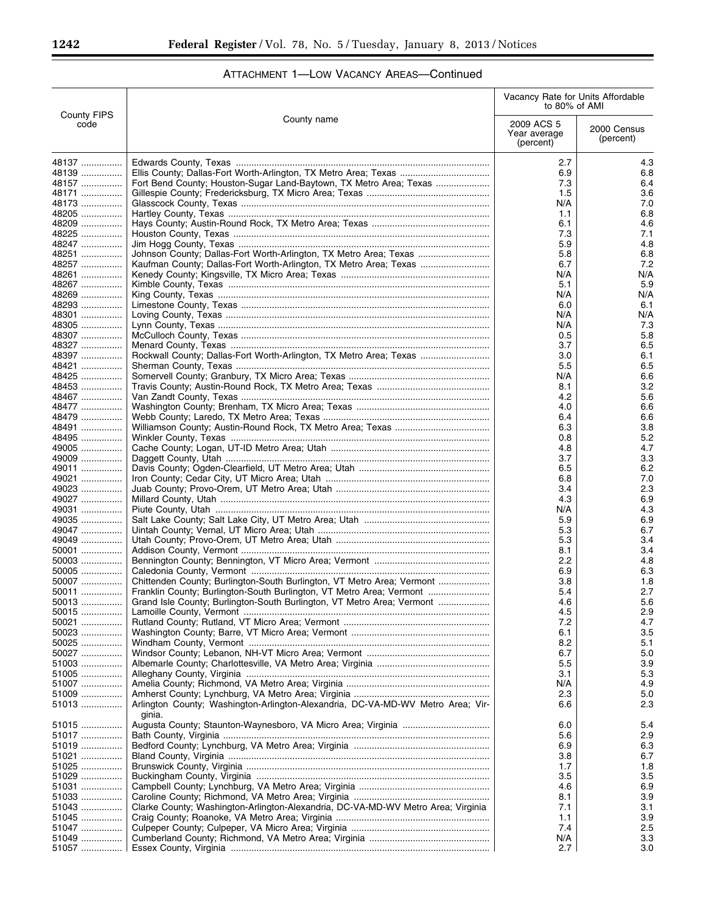## ATTACHMENT 1—LOW VACANCY AREAS—Continued

| County FIPS code | County name | Vacancy Rate for Units Affordable to 80% of AMI | |
|---|---|---|---|
| | | 2009 ACS 5 Year average (percent) | 2000 Census (percent) |
| 48137 | Edwards County, Texas | 2.7 | 4.3 |
| 48139 | Ellis County; Dallas-Fort Worth-Arlington, TX Metro Area; Texas | 6.9 | 6.8 |
| 48157 | Fort Bend County; Houston-Sugar Land-Baytown, TX Metro Area; Texas | 7.3 | 6.4 |
| 48171 | Gillespie County; Fredericksburg, TX Micro Area; Texas | 1.5 | 3.6 |
| 48173 | Glasscock County, Texas | N/A | 7.0 |
| 48205 | Hartley County, Texas | 1.1 | 6.8 |
| 48209 | Hays County; Austin-Round Rock, TX Metro Area; Texas | 6.1 | 4.6 |
| 48225 | Houston County, Texas | 7.3 | 7.1 |
| 48247 | Jim Hogg County, Texas | 5.9 | 4.8 |
| 48251 | Johnson County; Dallas-Fort Worth-Arlington, TX Metro Area; Texas | 5.8 | 6.8 |
| 48257 | Kaufman County; Dallas-Fort Worth-Arlington, TX Metro Area; Texas | 6.7 | 7.2 |
| 48261 | Kenedy County; Kingsville, TX Micro Area; Texas | N/A | N/A |
| 48267 | Kimble County, Texas | 5.1 | 5.9 |
| 48269 | King County, Texas | N/A | N/A |
| 48293 | Limestone County, Texas | 6.0 | 6.1 |
| 48301 | Loving County, Texas | N/A | N/A |
| 48305 | Lynn County, Texas | N/A | 7.3 |
| 48307 | McCulloch County, Texas | 0.5 | 5.8 |
| 48327 | Menard County, Texas | 3.7 | 6.5 |
| 48397 | Rockwall County; Dallas-Fort Worth-Arlington, TX Metro Area; Texas | 3.0 | 6.1 |
| 48421 | Sherman County, Texas | 5.5 | 6.5 |
| 48425 | Somervell County; Granbury, TX Micro Area; Texas | N/A | 6.6 |
| 48453 | Travis County; Austin-Round Rock, TX Metro Area; Texas | 8.1 | 3.2 |
| 48467 | Van Zandt County, Texas | 4.2 | 5.6 |
| 48477 | Washington County; Brenham, TX Micro Area; Texas | 4.0 | 6.6 |
| 48479 | Webb County; Laredo, TX Metro Area; Texas | 6.4 | 6.6 |
| 48491 | Williamson County; Austin-Round Rock, TX Metro Area; Texas | 6.3 | 3.8 |
| 48495 | Winkler County, Texas | 0.8 | 5.2 |
| 49005 | Cache County; Logan, UT-ID Metro Area; Utah | 4.8 | 4.7 |
| 49009 | Daggett County, Utah | 3.7 | 3.3 |
| 49011 | Davis County; Ogden-Clearfield, UT Metro Area; Utah | 6.5 | 6.2 |
| 49021 | Iron County; Cedar City, UT Micro Area; Utah | 6.8 | 7.0 |
| 49023 | Juab County; Provo-Orem, UT Metro Area; Utah | 3.4 | 2.3 |
| 49027 | Millard County, Utah | 4.3 | 6.9 |
| 49031 | Piute County, Utah | N/A | 4.3 |
| 49035 | Salt Lake County; Salt Lake City, UT Metro Area; Utah | 5.9 | 6.9 |
| 49047 | Uintah County; Vernal, UT Micro Area; Utah | 5.3 | 6.7 |
| 49049 | Utah County; Provo-Orem, UT Metro Area; Utah | 5.3 | 3.4 |
| 50001 | Addison County, Vermont | 8.1 | 3.4 |
| 50003 | Bennington County; Bennington, VT Micro Area; Vermont | 2.2 | 4.8 |
| 50005 | Caledonia County, Vermont | 6.9 | 6.3 |
| 50007 | Chittenden County; Burlington-South Burlington, VT Metro Area; Vermont | 3.8 | 1.8 |
| 50011 | Franklin County; Burlington-South Burlington, VT Metro Area; Vermont | 5.4 | 2.7 |
| 50013 | Grand Isle County; Burlington-South Burlington, VT Metro Area; Vermont | 4.6 | 5.6 |
| 50015 | Lamoille County, Vermont | 4.5 | 2.9 |
| 50021 | Rutland County; Rutland, VT Micro Area; Vermont | 7.2 | 4.7 |
| 50023 | Washington County; Barre, VT Micro Area; Vermont | 6.1 | 3.5 |
| 50025 | Windham County, Vermont | 8.2 | 5.1 |
| 50027 | Windsor County; Lebanon, NH-VT Micro Area; Vermont | 6.7 | 5.0 |
| 51003 | Albemarle County; Charlottesville, VA Metro Area; Virginia | 5.5 | 3.9 |
| 51005 | Alleghany County, Virginia | 3.1 | 5.3 |
| 51007 | Amelia County; Richmond, VA Metro Area; Virginia | N/A | 4.9 |
| 51009 | Amherst County; Lynchburg, VA Metro Area; Virginia | 2.3 | 5.0 |
| 51013 | Arlington County; Washington-Arlington-Alexandria, DC-VA-MD-WV Metro Area; Virginia. | 6.6 | 2.3 |
| 51015 | Augusta County; Staunton-Waynesboro, VA Micro Area; Virginia | 6.0 | 5.4 |
| 51017 | Bath County, Virginia | 5.6 | 2.9 |
| 51019 | Bedford County; Lynchburg, VA Metro Area; Virginia | 6.9 | 6.3 |
| 51021 | Bland County, Virginia | 3.8 | 6.7 |
| 51025 | Brunswick County, Virginia | 1.7 | 1.8 |
| 51029 | Buckingham County, Virginia | 3.5 | 3.5 |
| 51031 | Campbell County; Lynchburg, VA Metro Area; Virginia | 4.6 | 6.9 |
| 51033 | Caroline County; Richmond, VA Metro Area; Virginia | 8.1 | 3.9 |
| 51043 | Clarke County; Washington-Arlington-Alexandria, DC-VA-MD-WV Metro Area; Virginia | 7.1 | 3.1 |
| 51045 | Craig County; Roanoke, VA Metro Area; Virginia | 1.1 | 3.9 |
| 51047 | Culpeper County; Culpeper, VA Micro Area; Virginia | 7.4 | 2.5 |
| 51049 | Cumberland County; Richmond, VA Metro Area; Virginia | N/A | 3.3 |
| 51057 | Essex County, Virginia | 2.7 | 3.0 |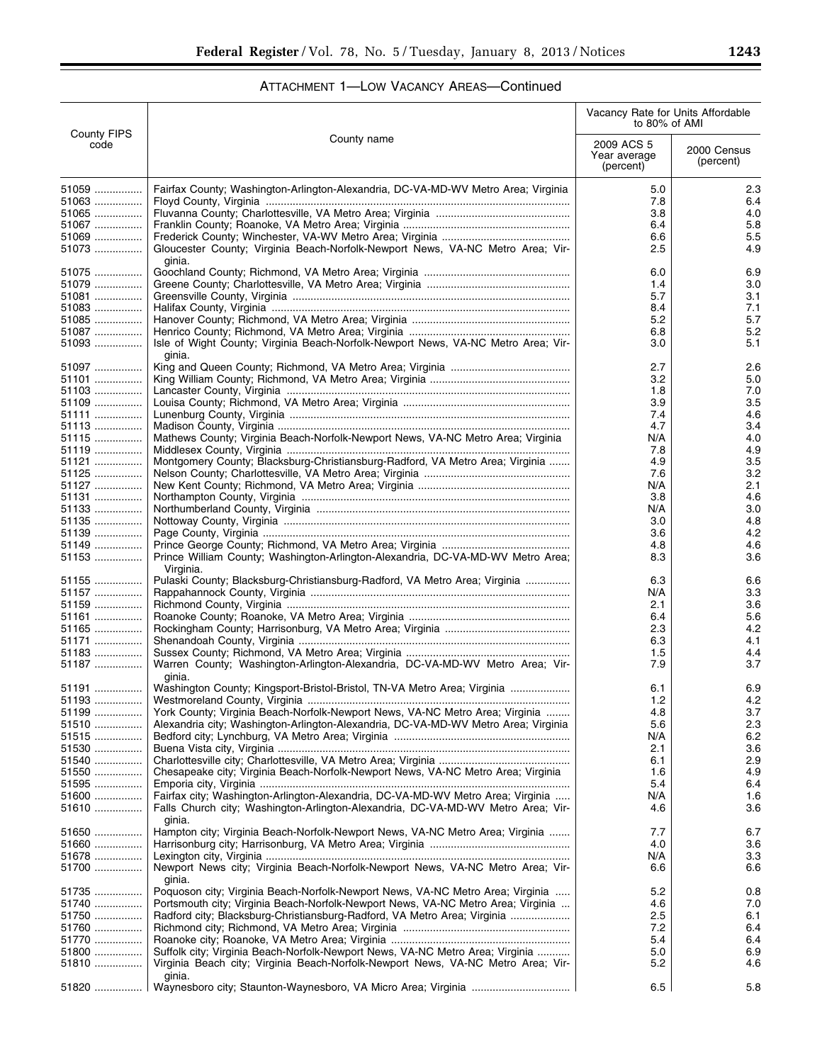## ATTACHMENT 1—LOW VACANCY AREAS—Continued

| County FIPS code | County name | Vacancy Rate for Units Affordable to 80% of AMI | |
|---|---|---|---|
| | | 2009 ACS 5 Year average (percent) | 2000 Census (percent) |
| 51059 | Fairfax County; Washington-Arlington-Alexandria, DC-VA-MD-WV Metro Area; Virginia | 5.0 | 2.3 |
| 51063 | Floyd County, Virginia | 7.8 | 6.4 |
| 51065 | Fluvanna County; Charlottesville, VA Metro Area; Virginia | 3.8 | 4.0 |
| 51067 | Franklin County; Roanoke, VA Metro Area; Virginia | 6.4 | 5.8 |
| 51069 | Frederick County; Winchester, VA-WV Metro Area; Virginia | 6.6 | 5.5 |
| 51073 | Gloucester County; Virginia Beach-Norfolk-Newport News, VA-NC Metro Area; Virginia. | 2.5 | 4.9 |
| 51075 | Goochland County; Richmond, VA Metro Area; Virginia | 6.0 | 6.9 |
| 51079 | Greene County; Charlottesville, VA Metro Area; Virginia | 1.4 | 3.0 |
| 51081 | Greensville County, Virginia | 5.7 | 3.1 |
| 51083 | Halifax County, Virginia | 8.4 | 7.1 |
| 51085 | Hanover County; Richmond, VA Metro Area; Virginia | 5.2 | 5.7 |
| 51087 | Henrico County; Richmond, VA Metro Area; Virginia | 6.8 | 5.2 |
| 51093 | Isle of Wight County; Virginia Beach-Norfolk-Newport News, VA-NC Metro Area; Virginia. | 3.0 | 5.1 |
| 51097 | King and Queen County; Richmond, VA Metro Area; Virginia | 2.7 | 2.6 |
| 51101 | King William County; Richmond, VA Metro Area; Virginia | 3.2 | 5.0 |
| 51103 | Lancaster County, Virginia | 1.8 | 7.0 |
| 51109 | Louisa County; Richmond, VA Metro Area; Virginia | 3.9 | 3.5 |
| 51111 | Lunenburg County, Virginia | 7.4 | 4.6 |
| 51113 | Madison County, Virginia | 4.7 | 3.4 |
| 51115 | Mathews County; Virginia Beach-Norfolk-Newport News, VA-NC Metro Area; Virginia | N/A | 4.0 |
| 51119 | Middlesex County, Virginia | 7.8 | 4.9 |
| 51121 | Montgomery County; Blacksburg-Christiansburg-Radford, VA Metro Area; Virginia | 4.9 | 3.5 |
| 51125 | Nelson County; Charlottesville, VA Metro Area; Virginia | 7.6 | 3.2 |
| 51127 | New Kent County; Richmond, VA Metro Area; Virginia | N/A | 2.1 |
| 51131 | Northampton County, Virginia | 3.8 | 4.6 |
| 51133 | Northumberland County, Virginia | N/A | 3.0 |
| 51135 | Nottoway County, Virginia | 3.0 | 4.8 |
| 51139 | Page County, Virginia | 3.6 | 4.2 |
| 51149 | Prince George County; Richmond, VA Metro Area; Virginia | 4.8 | 4.6 |
| 51153 | Prince William County; Washington-Arlington-Alexandria, DC-VA-MD-WV Metro Area; Virginia. | 8.3 | 3.6 |
| 51155 | Pulaski County; Blacksburg-Christiansburg-Radford, VA Metro Area; Virginia | 6.3 | 6.6 |
| 51157 | Rappahannock County, Virginia | N/A | 3.3 |
| 51159 | Richmond County, Virginia | 2.1 | 3.6 |
| 51161 | Roanoke County; Roanoke, VA Metro Area; Virginia | 6.4 | 5.6 |
| 51165 | Rockingham County; Harrisonburg, VA Metro Area; Virginia | 2.3 | 4.2 |
| 51171 | Shenandoah County, Virginia | 6.3 | 4.1 |
| 51183 | Sussex County; Richmond, VA Metro Area; Virginia | 1.5 | 4.4 |
| 51187 | Warren County; Washington-Arlington-Alexandria, DC-VA-MD-WV Metro Area; Virginia. | 7.9 | 3.7 |
| 51191 | Washington County; Kingsport-Bristol-Bristol, TN-VA Metro Area; Virginia | 6.1 | 6.9 |
| 51193 | Westmoreland County, Virginia | 1.2 | 4.2 |
| 51199 | York County; Virginia Beach-Norfolk-Newport News, VA-NC Metro Area; Virginia | 4.8 | 3.7 |
| 51510 | Alexandria city; Washington-Arlington-Alexandria, DC-VA-MD-WV Metro Area; Virginia | 5.6 | 2.3 |
| 51515 | Bedford city; Lynchburg, VA Metro Area; Virginia | N/A | 6.2 |
| 51530 | Buena Vista city, Virginia | 2.1 | 3.6 |
| 51540 | Charlottesville city; Charlottesville, VA Metro Area; Virginia | 6.1 | 2.9 |
| 51550 | Chesapeake city; Virginia Beach-Norfolk-Newport News, VA-NC Metro Area; Virginia | 1.6 | 4.9 |
| 51595 | Emporia city, Virginia | 5.4 | 6.4 |
| 51600 | Fairfax city; Washington-Arlington-Alexandria, DC-VA-MD-WV Metro Area; Virginia | N/A | 1.6 |
| 51610 | Falls Church city; Washington-Arlington-Alexandria, DC-VA-MD-WV Metro Area; Virginia. | 4.6 | 3.6 |
| 51650 | Hampton city; Virginia Beach-Norfolk-Newport News, VA-NC Metro Area; Virginia | 7.7 | 6.7 |
| 51660 | Harrisonburg city; Harrisonburg, VA Metro Area; Virginia | 4.0 | 3.6 |
| 51678 | Lexington city, Virginia | N/A | 3.3 |
| 51700 | Newport News city; Virginia Beach-Norfolk-Newport News, VA-NC Metro Area; Virginia. | 6.6 | 6.6 |
| 51735 | Poquoson city; Virginia Beach-Norfolk-Newport News, VA-NC Metro Area; Virginia | 5.2 | 0.8 |
| 51740 | Portsmouth city; Virginia Beach-Norfolk-Newport News, VA-NC Metro Area; Virginia | 4.6 | 7.0 |
| 51750 | Radford city; Blacksburg-Christiansburg-Radford, VA Metro Area; Virginia | 2.5 | 6.1 |
| 51760 | Richmond city; Richmond, VA Metro Area; Virginia | 7.2 | 6.4 |
| 51770 | Roanoke city; Roanoke, VA Metro Area; Virginia | 5.4 | 6.4 |
| 51800 | Suffolk city; Virginia Beach-Norfolk-Newport News, VA-NC Metro Area; Virginia | 5.0 | 6.9 |
| 51810 | Virginia Beach city; Virginia Beach-Norfolk-Newport News, VA-NC Metro Area; Virginia. | 5.2 | 4.6 |
| 51820 | Waynesboro city; Staunton-Waynesboro, VA Micro Area; Virginia | 6.5 | 5.8 |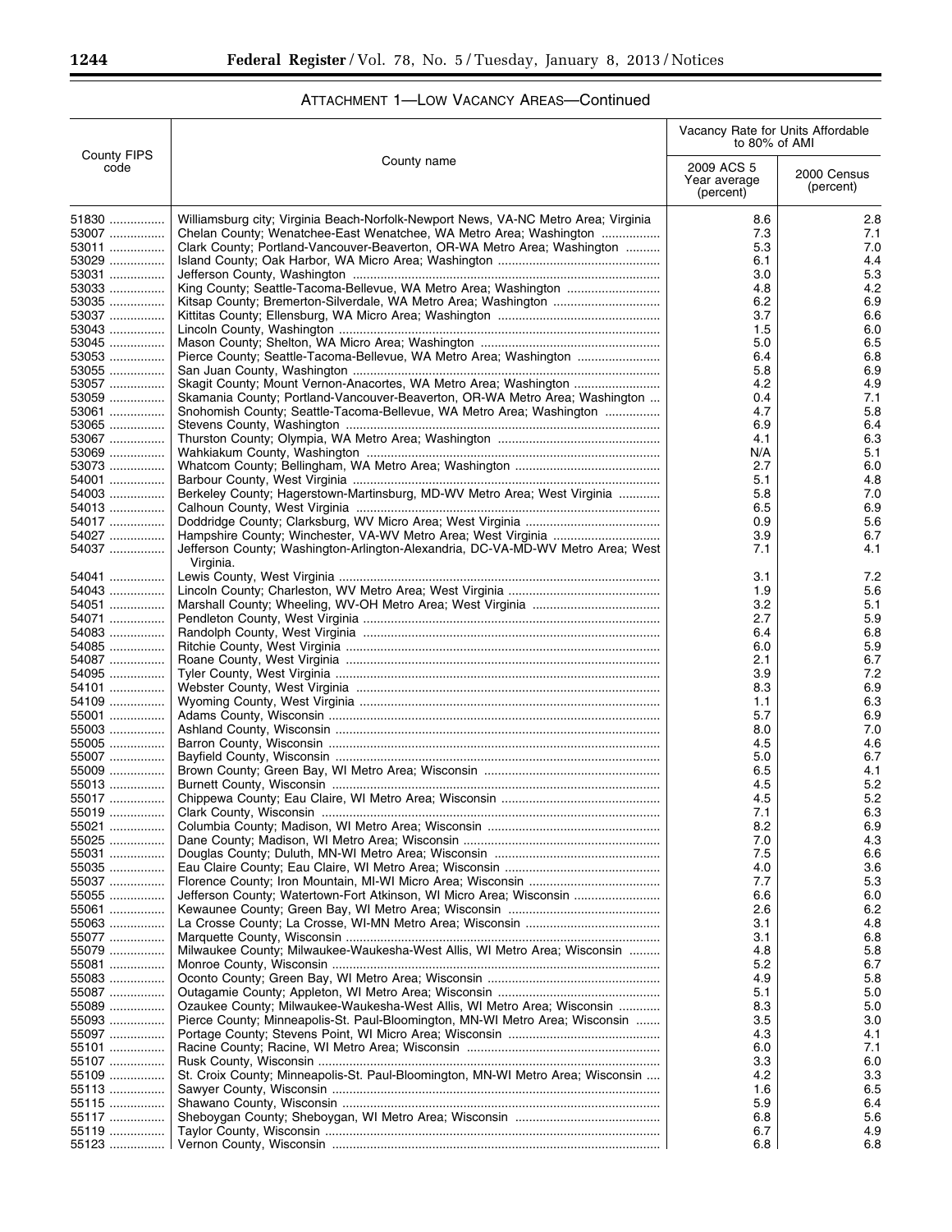## ATTACHMENT 1—LOW VACANCY AREAS—Continued

| County FIPS code | County name | Vacancy Rate for Units Affordable to 80% of AMI | |
|---|---|---|---|
| | | 2009 ACS 5 Year average (percent) | 2000 Census (percent) |
| 51830 | Williamsburg city; Virginia Beach-Norfolk-Newport News, VA-NC Metro Area; Virginia | 8.6 | 2.8 |
| 53007 | Chelan County; Wenatchee-East Wenatchee, WA Metro Area; Washington | 7.3 | 7.1 |
| 53011 | Clark County; Portland-Vancouver-Beaverton, OR-WA Metro Area; Washington | 5.3 | 7.0 |
| 53029 | Island County; Oak Harbor, WA Micro Area; Washington | 6.1 | 4.4 |
| 53031 | Jefferson County, Washington | 3.0 | 5.3 |
| 53033 | King County; Seattle-Tacoma-Bellevue, WA Metro Area; Washington | 4.8 | 4.2 |
| 53035 | Kitsap County; Bremerton-Silverdale, WA Metro Area; Washington | 6.2 | 6.9 |
| 53037 | Kittitas County; Ellensburg, WA Micro Area; Washington | 3.7 | 6.6 |
| 53043 | Lincoln County, Washington | 1.5 | 6.0 |
| 53045 | Mason County; Shelton, WA Micro Area; Washington | 5.0 | 6.5 |
| 53053 | Pierce County; Seattle-Tacoma-Bellevue, WA Metro Area; Washington | 6.4 | 6.8 |
| 53055 | San Juan County, Washington | 5.8 | 6.9 |
| 53057 | Skagit County; Mount Vernon-Anacortes, WA Metro Area; Washington | 4.2 | 4.9 |
| 53059 | Skamania County; Portland-Vancouver-Beaverton, OR-WA Metro Area; Washington | 0.4 | 7.1 |
| 53061 | Snohomish County; Seattle-Tacoma-Bellevue, WA Metro Area; Washington | 4.7 | 5.8 |
| 53065 | Stevens County, Washington | 6.9 | 6.4 |
| 53067 | Thurston County; Olympia, WA Metro Area; Washington | 4.1 | 6.3 |
| 53069 | Wahkiakum County, Washington | N/A | 5.1 |
| 53073 | Whatcom County; Bellingham, WA Metro Area; Washington | 2.7 | 6.0 |
| 54001 | Barbour County, West Virginia | 5.1 | 4.8 |
| 54003 | Berkeley County; Hagerstown-Martinsburg, MD-WV Metro Area; West Virginia | 5.8 | 7.0 |
| 54013 | Calhoun County, West Virginia | 6.5 | 6.9 |
| 54017 | Doddridge County; Clarksburg, WV Micro Area; West Virginia | 0.9 | 5.6 |
| 54027 | Hampshire County; Winchester, VA-WV Metro Area; West Virginia | 3.9 | 6.7 |
| 54037 | Jefferson County; Washington-Arlington-Alexandria, DC-VA-MD-WV Metro Area; West Virginia. | 7.1 | 4.1 |
| 54041 | Lewis County, West Virginia | 3.1 | 7.2 |
| 54043 | Lincoln County; Charleston, WV Metro Area; West Virginia | 1.9 | 5.6 |
| 54051 | Marshall County; Wheeling, WV-OH Metro Area; West Virginia | 3.2 | 5.1 |
| 54071 | Pendleton County, West Virginia | 2.7 | 5.9 |
| 54083 | Randolph County, West Virginia | 6.4 | 6.8 |
| 54085 | Ritchie County, West Virginia | 6.0 | 5.9 |
| 54087 | Roane County, West Virginia | 2.1 | 6.7 |
| 54095 | Tyler County, West Virginia | 3.9 | 7.2 |
| 54101 | Webster County, West Virginia | 8.3 | 6.9 |
| 54109 | Wyoming County, West Virginia | 1.1 | 6.3 |
| 55001 | Adams County, Wisconsin | 5.7 | 6.9 |
| 55003 | Ashland County, Wisconsin | 8.0 | 7.0 |
| 55005 | Barron County, Wisconsin | 4.5 | 4.6 |
| 55007 | Bayfield County, Wisconsin | 5.0 | 6.7 |
| 55009 | Brown County; Green Bay, WI Metro Area; Wisconsin | 6.5 | 4.1 |
| 55013 | Burnett County, Wisconsin | 4.5 | 5.2 |
| 55017 | Chippewa County; Eau Claire, WI Metro Area; Wisconsin | 4.5 | 5.2 |
| 55019 | Clark County, Wisconsin | 7.1 | 6.3 |
| 55021 | Columbia County; Madison, WI Metro Area; Wisconsin | 8.2 | 6.9 |
| 55025 | Dane County; Madison, WI Metro Area; Wisconsin | 7.0 | 4.3 |
| 55031 | Douglas County; Duluth, MN-WI Metro Area; Wisconsin | 7.5 | 6.6 |
| 55035 | Eau Claire County; Eau Claire, WI Metro Area; Wisconsin | 4.0 | 3.6 |
| 55037 | Florence County; Iron Mountain, MI-WI Micro Area; Wisconsin | 7.7 | 5.3 |
| 55055 | Jefferson County; Watertown-Fort Atkinson, WI Micro Area; Wisconsin | 6.6 | 6.0 |
| 55061 | Kewaunee County; Green Bay, WI Metro Area; Wisconsin | 2.6 | 6.2 |
| 55063 | La Crosse County; La Crosse, WI-MN Metro Area; Wisconsin | 3.1 | 4.8 |
| 55077 | Marquette County, Wisconsin | 3.1 | 6.8 |
| 55079 | Milwaukee County; Milwaukee-Waukesha-West Allis, WI Metro Area; Wisconsin | 4.8 | 5.8 |
| 55081 | Monroe County, Wisconsin | 5.2 | 6.7 |
| 55083 | Oconto County; Green Bay, WI Metro Area; Wisconsin | 4.9 | 5.8 |
| 55087 | Outagamie County; Appleton, WI Metro Area; Wisconsin | 5.1 | 5.0 |
| 55089 | Ozaukee County; Milwaukee-Waukesha-West Allis, WI Metro Area; Wisconsin | 8.3 | 5.0 |
| 55093 | Pierce County; Minneapolis-St. Paul-Bloomington, MN-WI Metro Area; Wisconsin | 3.5 | 3.0 |
| 55097 | Portage County; Stevens Point, WI Micro Area; Wisconsin | 4.3 | 4.1 |
| 55101 | Racine County; Racine, WI Metro Area; Wisconsin | 6.0 | 7.1 |
| 55107 | Rusk County, Wisconsin | 3.3 | 6.0 |
| 55109 | St. Croix County; Minneapolis-St. Paul-Bloomington, MN-WI Metro Area; Wisconsin | 4.2 | 3.3 |
| 55113 | Sawyer County, Wisconsin | 1.6 | 6.5 |
| 55115 | Shawano County, Wisconsin | 5.9 | 6.4 |
| 55117 | Sheboygan County; Sheboygan, WI Metro Area; Wisconsin | 6.8 | 5.6 |
| 55119 | Taylor County, Wisconsin | 6.7 | 4.9 |
| 55123 | Vernon County, Wisconsin | 6.8 | 6.8 |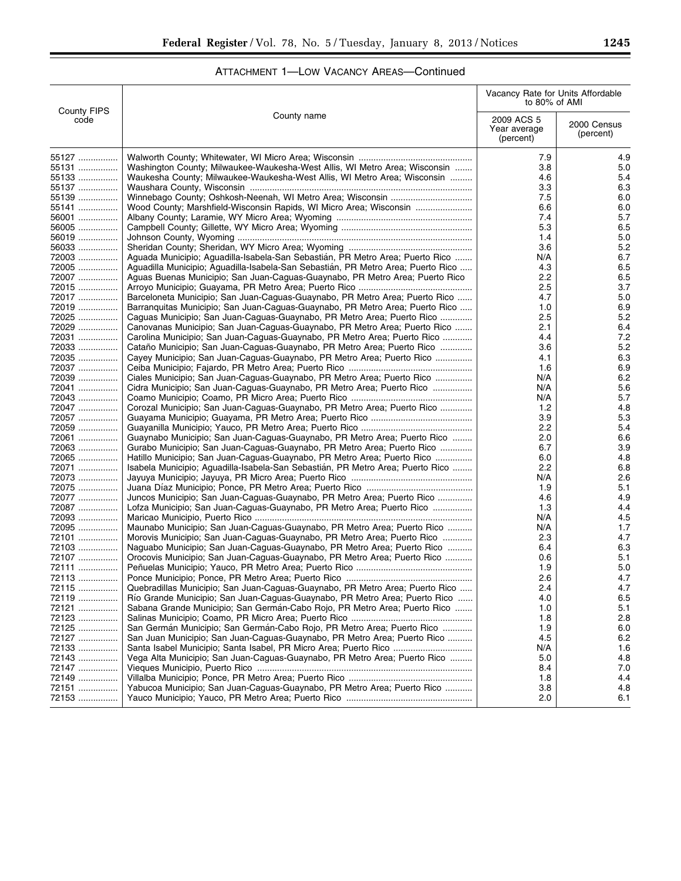ATTACHMENT 1—LOW VACANCY AREAS—Continued

| County FIPS code | County name | Vacancy Rate for Units Affordable to 80% of AMI | |
|---|---|---|---|
| | | 2009 ACS 5 Year average (percent) | 2000 Census (percent) |
| 55127 | Walworth County; Whitewater, WI Micro Area; Wisconsin | 7.9 | 4.9 |
| 55131 | Washington County; Milwaukee-Waukesha-West Allis, WI Metro Area; Wisconsin | 3.8 | 5.0 |
| 55133 | Waukesha County; Milwaukee-Waukesha-West Allis, WI Metro Area; Wisconsin | 4.6 | 5.4 |
| 55137 | Waushara County, Wisconsin | 3.3 | 6.3 |
| 55139 | Winnebago County; Oshkosh-Neenah, WI Metro Area; Wisconsin | 7.5 | 6.0 |
| 55141 | Wood County; Marshfield-Wisconsin Rapids, WI Micro Area; Wisconsin | 6.6 | 6.0 |
| 56001 | Albany County; Laramie, WY Micro Area; Wyoming | 7.4 | 5.7 |
| 56005 | Campbell County; Gillette, WY Micro Area; Wyoming | 5.3 | 6.5 |
| 56019 | Johnson County, Wyoming | 1.4 | 5.0 |
| 56033 | Sheridan County; Sheridan, WY Micro Area; Wyoming | 3.6 | 5.2 |
| 72003 | Aguada Municipio; Aguadilla-Isabela-San Sebastián, PR Metro Area; Puerto Rico | N/A | 6.7 |
| 72005 | Aguadilla Municipio; Aguadilla-Isabela-San Sebastián, PR Metro Area; Puerto Rico | 4.3 | 6.5 |
| 72007 | Aguas Buenas Municipio; San Juan-Caguas-Guaynabo, PR Metro Area; Puerto Rico | 2.2 | 6.5 |
| 72015 | Arroyo Municipio; Guayama, PR Metro Area; Puerto Rico | 2.5 | 3.7 |
| 72017 | Barceloneta Municipio; San Juan-Caguas-Guaynabo, PR Metro Area; Puerto Rico | 4.7 | 5.0 |
| 72019 | Barranquitas Municipio; San Juan-Caguas-Guaynabo, PR Metro Area; Puerto Rico | 1.0 | 6.9 |
| 72025 | Caguas Municipio; San Juan-Caguas-Guaynabo, PR Metro Area; Puerto Rico | 2.5 | 5.2 |
| 72029 | Canovanas Municipio; San Juan-Caguas-Guaynabo, PR Metro Area; Puerto Rico | 2.1 | 6.4 |
| 72031 | Carolina Municipio; San Juan-Caguas-Guaynabo, PR Metro Area; Puerto Rico | 4.4 | 7.2 |
| 72033 | Cataño Municipio; San Juan-Caguas-Guaynabo, PR Metro Area; Puerto Rico | 3.6 | 5.2 |
| 72035 | Cayey Municipio; San Juan-Caguas-Guaynabo, PR Metro Area; Puerto Rico | 4.1 | 6.3 |
| 72037 | Ceiba Municipio; Fajardo, PR Metro Area; Puerto Rico | 1.6 | 6.9 |
| 72039 | Ciales Municipio; San Juan-Caguas-Guaynabo, PR Metro Area; Puerto Rico | N/A | 6.2 |
| 72041 | Cidra Municipio; San Juan-Caguas-Guaynabo, PR Metro Area; Puerto Rico | N/A | 5.6 |
| 72043 | Coamo Municipio; Coamo, PR Micro Area; Puerto Rico | N/A | 5.7 |
| 72047 | Corozal Municipio; San Juan-Caguas-Guaynabo, PR Metro Area; Puerto Rico | 1.2 | 4.8 |
| 72057 | Guayama Municipio; Guayama, PR Metro Area; Puerto Rico | 3.9 | 5.3 |
| 72059 | Guayanilla Municipio; Yauco, PR Metro Area; Puerto Rico | 2.2 | 5.4 |
| 72061 | Guaynabo Municipio; San Juan-Caguas-Guaynabo, PR Metro Area; Puerto Rico | 2.0 | 6.6 |
| 72063 | Gurabo Municipio; San Juan-Caguas-Guaynabo, PR Metro Area; Puerto Rico | 6.7 | 3.9 |
| 72065 | Hatillo Municipio; San Juan-Caguas-Guaynabo, PR Metro Area; Puerto Rico | 6.0 | 4.8 |
| 72071 | Isabela Municipio; Aguadilla-Isabela-San Sebastián, PR Metro Area; Puerto Rico | 2.2 | 6.8 |
| 72073 | Jayuya Municipio; Jayuya, PR Micro Area; Puerto Rico | N/A | 2.6 |
| 72075 | Juana Díaz Municipio; Ponce, PR Metro Area; Puerto Rico | 1.9 | 5.1 |
| 72077 | Juncos Municipio; San Juan-Caguas-Guaynabo, PR Metro Area; Puerto Rico | 4.6 | 4.9 |
| 72087 | Loíza Municipio; San Juan-Caguas-Guaynabo, PR Metro Area; Puerto Rico | 1.3 | 4.4 |
| 72093 | Maricao Municipio, Puerto Rico | N/A | 4.5 |
| 72095 | Maunabo Municipio; San Juan-Caguas-Guaynabo, PR Metro Area; Puerto Rico | N/A | 1.7 |
| 72101 | Morovis Municipio; San Juan-Caguas-Guaynabo, PR Metro Area; Puerto Rico | 2.3 | 4.7 |
| 72103 | Naguabo Municipio; San Juan-Caguas-Guaynabo, PR Metro Area; Puerto Rico | 6.4 | 6.3 |
| 72107 | Orocovis Municipio; San Juan-Caguas-Guaynabo, PR Metro Area; Puerto Rico | 0.6 | 5.1 |
| 72111 | Peñuelas Municipio; Yauco, PR Metro Area; Puerto Rico | 1.9 | 5.0 |
| 72113 | Ponce Municipio; Ponce, PR Metro Area; Puerto Rico | 2.6 | 4.7 |
| 72115 | Quebradillas Municipio; San Juan-Caguas-Guaynabo, PR Metro Area; Puerto Rico | 2.4 | 4.7 |
| 72119 | Río Grande Municipio; San Juan-Caguas-Guaynabo, PR Metro Area; Puerto Rico | 4.0 | 6.5 |
| 72121 | Sabana Grande Municipio; San Germán-Cabo Rojo, PR Metro Area; Puerto Rico | 1.0 | 5.1 |
| 72123 | Salinas Municipio; Coamo, PR Micro Area; Puerto Rico | 1.8 | 2.8 |
| 72125 | San Germán Municipio; San Germán-Cabo Rojo, PR Metro Area; Puerto Rico | 1.9 | 6.0 |
| 72127 | San Juan Municipio; San Juan-Caguas-Guaynabo, PR Metro Area; Puerto Rico | 4.5 | 6.2 |
| 72133 | Santa Isabel Municipio; Santa Isabel, PR Micro Area; Puerto Rico | N/A | 1.6 |
| 72143 | Vega Alta Municipio; San Juan-Caguas-Guaynabo, PR Metro Area; Puerto Rico | 5.0 | 4.8 |
| 72147 | Vieques Municipio, Puerto Rico | 8.4 | 7.0 |
| 72149 | Villalba Municipio; Ponce, PR Metro Area; Puerto Rico | 1.8 | 4.4 |
| 72151 | Yabucoa Municipio; San Juan-Caguas-Guaynabo, PR Metro Area; Puerto Rico | 3.8 | 4.8 |
| 72153 | Yauco Municipio; Yauco, PR Metro Area; Puerto Rico | 2.0 | 6.1 |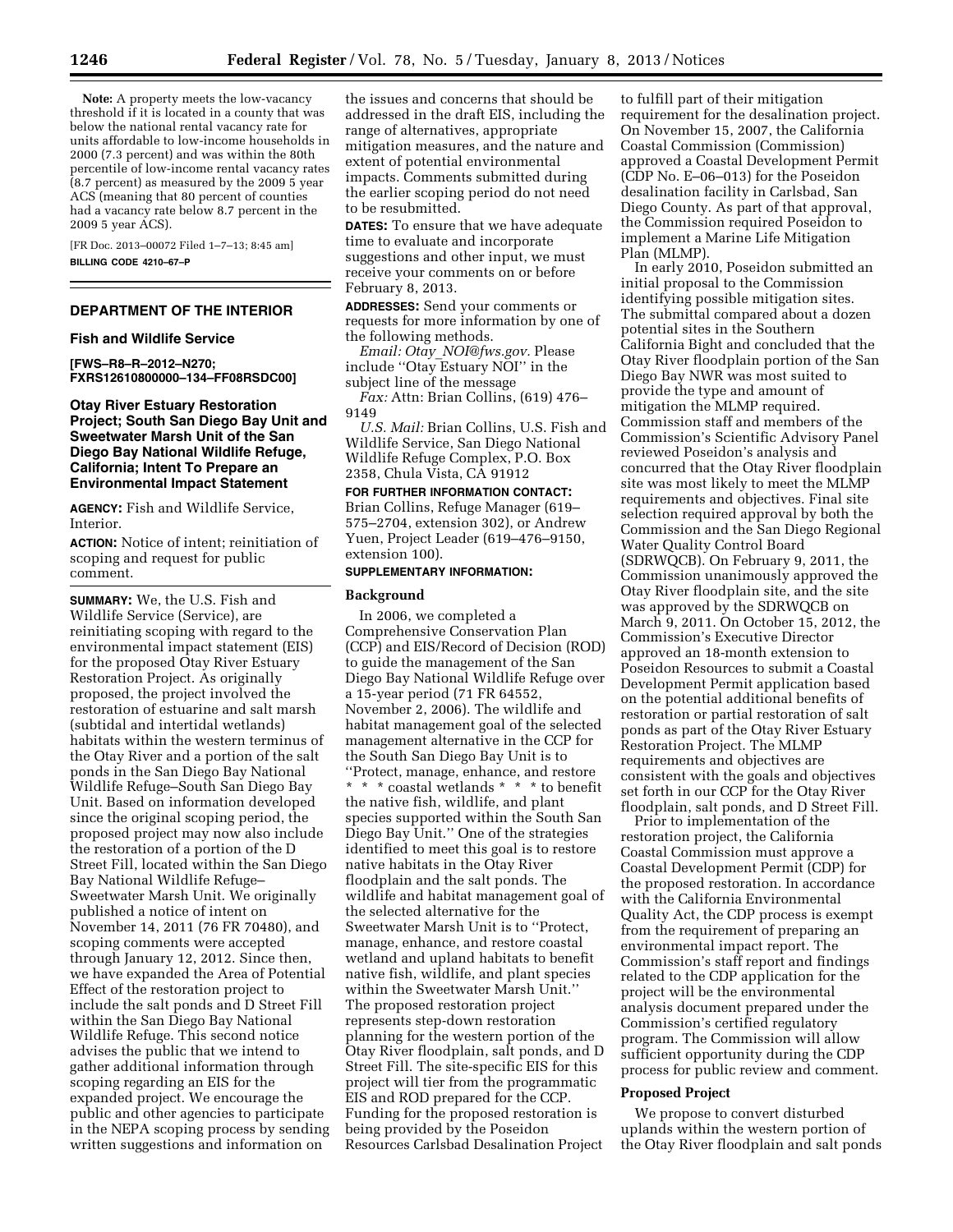**Note:** A property meets the low-vacancy threshold if it is located in a county that was below the national rental vacancy rate for units affordable to low-income households in 2000 (7.3 percent) and was within the 80th percentile of low-income rental vacancy rates (8.7 percent) as measured by the 2009 5 year ACS (meaning that 80 percent of counties had a vacancy rate below 8.7 percent in the 2009 5 year ACS).

[FR Doc. 2013–00072 Filed 1–7–13; 8:45 am]

**BILLING CODE 4210–67–P**

## DEPARTMENT OF THE INTERIOR

### Fish and Wildlife Service

**[FWS–R8–R–2012–N270; FXRS12610800000–134–FF08RSDC00]**

### Otay River Estuary Restoration Project; South San Diego Bay Unit and Sweetwater Marsh Unit of the San Diego Bay National Wildlife Refuge, California; Intent To Prepare an Environmental Impact Statement

**AGENCY:** Fish and Wildlife Service, Interior.

**ACTION:** Notice of intent; reinitiation of scoping and request for public comment.

**SUMMARY:** We, the U.S. Fish and Wildlife Service (Service), are reinitiating scoping with regard to the environmental impact statement (EIS) for the proposed Otay River Estuary Restoration Project. As originally proposed, the project involved the restoration of estuarine and salt marsh (subtidal and intertidal wetlands) habitats within the western terminus of the Otay River and a portion of the salt ponds in the San Diego Bay National Wildlife Refuge–South San Diego Bay Unit. Based on information developed since the original scoping period, the proposed project may now also include the restoration of a portion of the D Street Fill, located within the San Diego Bay National Wildlife Refuge–Sweetwater Marsh Unit. We originally published a notice of intent on November 14, 2011 (76 FR 70480), and scoping comments were accepted through January 12, 2012. Since then, we have expanded the Area of Potential Effect of the restoration project to include the salt ponds and D Street Fill within the San Diego Bay National Wildlife Refuge. This second notice advises the public that we intend to gather additional information through scoping regarding an EIS for the expanded project. We encourage the public and other agencies to participate in the NEPA scoping process by sending written suggestions and information on the issues and concerns that should be addressed in the draft EIS, including the range of alternatives, appropriate mitigation measures, and the nature and extent of potential environmental impacts. Comments submitted during the earlier scoping period do not need to be resubmitted.

**DATES:** To ensure that we have adequate time to evaluate and incorporate suggestions and other input, we must receive your comments on or before February 8, 2013.

**ADDRESSES:** Send your comments or requests for more information by one of the following methods.

*Email: Otay_NOI@fws.gov.* Please include ''Otay Estuary NOI'' in the subject line of the message

*Fax:* Attn: Brian Collins, (619) 476–9149

*U.S. Mail:* Brian Collins, U.S. Fish and Wildlife Service, San Diego National Wildlife Refuge Complex, P.O. Box 2358, Chula Vista, CA 91912

**FOR FURTHER INFORMATION CONTACT:** Brian Collins, Refuge Manager (619–575–2704, extension 302), or Andrew Yuen, Project Leader (619–476–9150, extension 100).

**SUPPLEMENTARY INFORMATION:**

#### Background

In 2006, we completed a Comprehensive Conservation Plan (CCP) and EIS/Record of Decision (ROD) to guide the management of the San Diego Bay National Wildlife Refuge over a 15-year period (71 FR 64552, November 2, 2006). The wildlife and habitat management goal of the selected management alternative in the CCP for the South San Diego Bay Unit is to ''Protect, manage, enhance, and restore * * * coastal wetlands * * * to benefit the native fish, wildlife, and plant species supported within the South San Diego Bay Unit.'' One of the strategies identified to meet this goal is to restore native habitats in the Otay River floodplain and the salt ponds. The wildlife and habitat management goal of the selected alternative for the Sweetwater Marsh Unit is to ''Protect, manage, enhance, and restore coastal wetland and upland habitats to benefit native fish, wildlife, and plant species within the Sweetwater Marsh Unit.'' The proposed restoration project represents step-down restoration planning for the western portion of the Otay River floodplain, salt ponds, and D Street Fill. The site-specific EIS for this project will tier from the programmatic EIS and ROD prepared for the CCP. Funding for the proposed restoration is being provided by the Poseidon Resources Carlsbad Desalination Project to fulfill part of their mitigation requirement for the desalination project. On November 15, 2007, the California Coastal Commission (Commission) approved a Coastal Development Permit (CDP No. E–06–013) for the Poseidon desalination facility in Carlsbad, San Diego County. As part of that approval, the Commission required Poseidon to implement a Marine Life Mitigation Plan (MLMP).

In early 2010, Poseidon submitted an initial proposal to the Commission identifying possible mitigation sites. The submittal compared about a dozen potential sites in the Southern California Bight and concluded that the Otay River floodplain portion of the San Diego Bay NWR was most suited to provide the type and amount of mitigation the MLMP required. Commission staff and members of the Commission's Scientific Advisory Panel reviewed Poseidon's analysis and concurred that the Otay River floodplain site was most likely to meet the MLMP requirements and objectives. Final site selection required approval by both the Commission and the San Diego Regional Water Quality Control Board (SDRWQCB). On February 9, 2011, the Commission unanimously approved the Otay River floodplain site, and the site was approved by the SDRWQCB on March 9, 2011. On October 15, 2012, the Commission's Executive Director approved an 18-month extension to Poseidon Resources to submit a Coastal Development Permit application based on the potential additional benefits of restoration or partial restoration of salt ponds as part of the Otay River Estuary Restoration Project. The MLMP requirements and objectives are consistent with the goals and objectives set forth in our CCP for the Otay River floodplain, salt ponds, and D Street Fill.

Prior to implementation of the restoration project, the California Coastal Commission must approve a Coastal Development Permit (CDP) for the proposed restoration. In accordance with the California Environmental Quality Act, the CDP process is exempt from the requirement of preparing an environmental impact report. The Commission's staff report and findings related to the CDP application for the project will be the environmental analysis document prepared under the Commission's certified regulatory program. The Commission will allow sufficient opportunity during the CDP process for public review and comment.

#### Proposed Project

We propose to convert disturbed uplands within the western portion of the Otay River floodplain and salt ponds